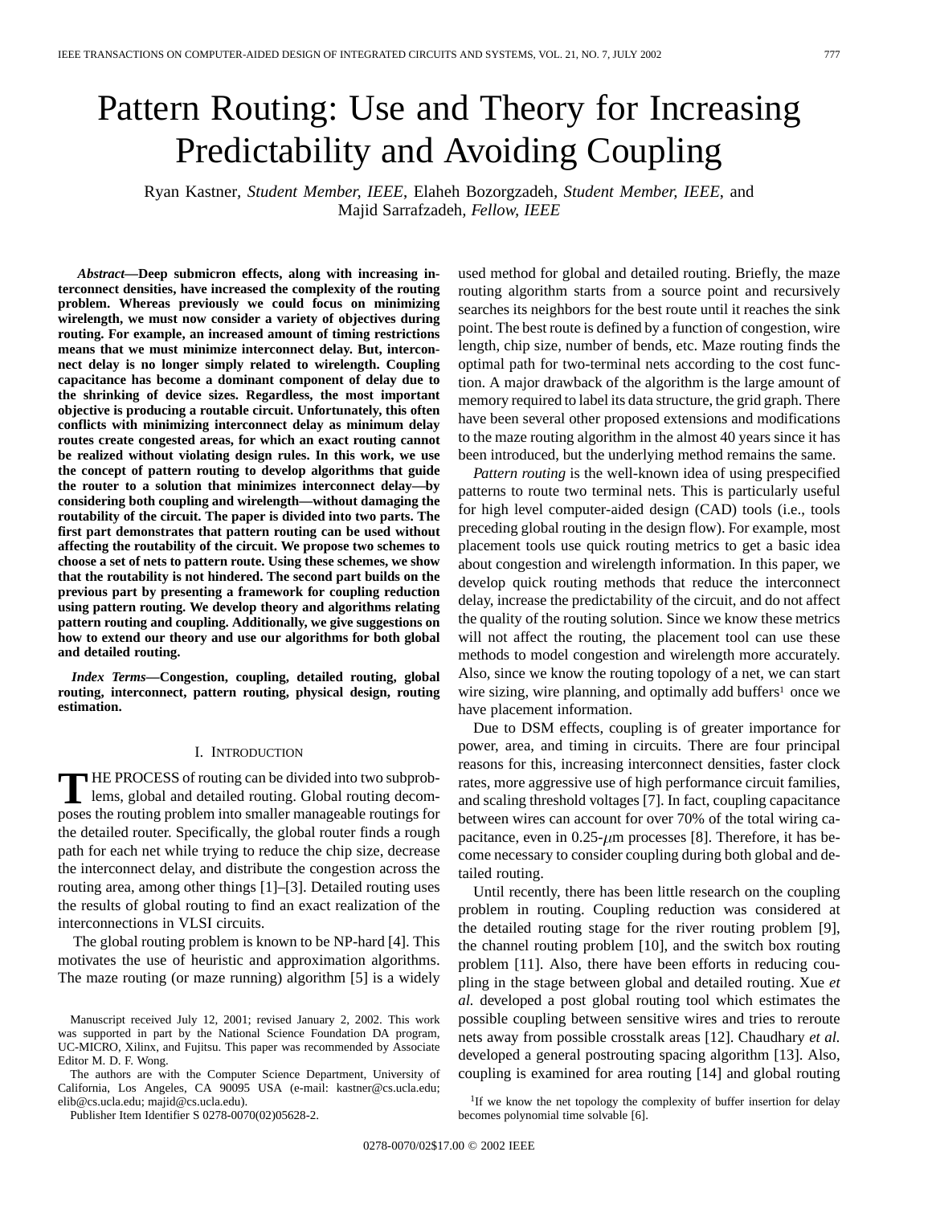# Pattern Routing: Use and Theory for Increasing Predictability and Avoiding Coupling

Ryan Kastner, *Student Member, IEEE*, Elaheh Bozorgzadeh, *Student Member, IEEE*, and Majid Sarrafzadeh, *Fellow, IEEE*

***Abstract*—Deep submicron effects, along with increasing interconnect densities, have increased the complexity of the routing problem. Whereas previously we could focus on minimizing wirelength, we must now consider a variety of objectives during routing. For example, an increased amount of timing restrictions means that we must minimize interconnect delay. But, interconnect delay is no longer simply related to wirelength. Coupling capacitance has become a dominant component of delay due to the shrinking of device sizes. Regardless, the most important objective is producing a routable circuit. Unfortunately, this often conflicts with minimizing interconnect delay as minimum delay routes create congested areas, for which an exact routing cannot be realized without violating design rules. In this work, we use the concept of pattern routing to develop algorithms that guide the router to a solution that minimizes interconnect delay—by considering both coupling and wirelength—without damaging the routability of the circuit. The paper is divided into two parts. The first part demonstrates that pattern routing can be used without affecting the routability of the circuit. We propose two schemes to choose a set of nets to pattern route. Using these schemes, we show that the routability is not hindered. The second part builds on the previous part by presenting a framework for coupling reduction using pattern routing. We develop theory and algorithms relating pattern routing and coupling. Additionally, we give suggestions on how to extend our theory and use our algorithms for both global and detailed routing.**

***Index Terms*—Congestion, coupling, detailed routing, global routing, interconnect, pattern routing, physical design, routing estimation.**

## I. Introduction

The process of routing can be divided into two subproblems, global and detailed routing. Global routing decomposes the routing problem into smaller manageable routings for the detailed router. Specifically, the global router finds a rough path for each net while trying to reduce the chip size, decrease the interconnect delay, and distribute the congestion across the routing area, among other things [1]–[3]. Detailed routing uses the results of global routing to find an exact realization of the interconnections in VLSI circuits.

The global routing problem is known to be NP-hard [4]. This motivates the use of heuristic and approximation algorithms. The maze routing (or maze running) algorithm [5] is a widely used method for global and detailed routing. Briefly, the maze routing algorithm starts from a source point and recursively searches its neighbors for the best route until it reaches the sink point. The best route is defined by a function of congestion, wire length, chip size, number of bends, etc. Maze routing finds the optimal path for two-terminal nets according to the cost function. A major drawback of the algorithm is the large amount of memory required to label its data structure, the grid graph. There have been several other proposed extensions and modifications to the maze routing algorithm in the almost 40 years since it has been introduced, but the underlying method remains the same.

*Pattern routing* is the well-known idea of using prespecified patterns to route two terminal nets. This is particularly useful for high level computer-aided design (CAD) tools (i.e., tools preceding global routing in the design flow). For example, most placement tools use quick routing metrics to get a basic idea about congestion and wirelength information. In this paper, we develop quick routing methods that reduce the interconnect delay, increase the predictability of the circuit, and do not affect the quality of the routing solution. Since we know these metrics will not affect the routing, the placement tool can use these methods to model congestion and wirelength more accurately. Also, since we know the routing topology of a net, we can start wire sizing, wire planning, and optimally add buffers[1] once we have placement information.

Due to DSM effects, coupling is of greater importance for power, area, and timing in circuits. There are four principal reasons for this, increasing interconnect densities, faster clock rates, more aggressive use of high performance circuit families, and scaling threshold voltages [7]. In fact, coupling capacitance between wires can account for over 70% of the total wiring capacitance, even in 0.25-$\mu$m processes [8]. Therefore, it has become necessary to consider coupling during both global and detailed routing.

Until recently, there has been little research on the coupling problem in routing. Coupling reduction was considered at the detailed routing stage for the river routing problem [9], the channel routing problem [10], and the switch box routing problem [11]. Also, there have been efforts in reducing coupling in the stage between global and detailed routing. Xue *et al.* developed a post global routing tool which estimates the possible coupling between sensitive wires and tries to reroute nets away from possible crosstalk areas [12]. Chaudhary *et al.* developed a general postrouting spacing algorithm [13]. Also, coupling is examined for area routing [14] and global routing

Manuscript received July 12, 2001; revised January 2, 2002. This work was supported in part by the National Science Foundation DA program, UC-MICRO, Xilinx, and Fujitsu. This paper was recommended by Associate Editor M. D. F. Wong.

The authors are with the Computer Science Department, University of California, Los Angeles, CA 90095 USA (e-mail: kastner@cs.ucla.edu; elib@cs.ucla.edu; majid@cs.ucla.edu).

Publisher Item Identifier S 0278-0070(02)05628-2.

[1] If we know the net topology the complexity of buffer insertion for delay becomes polynomial time solvable [6].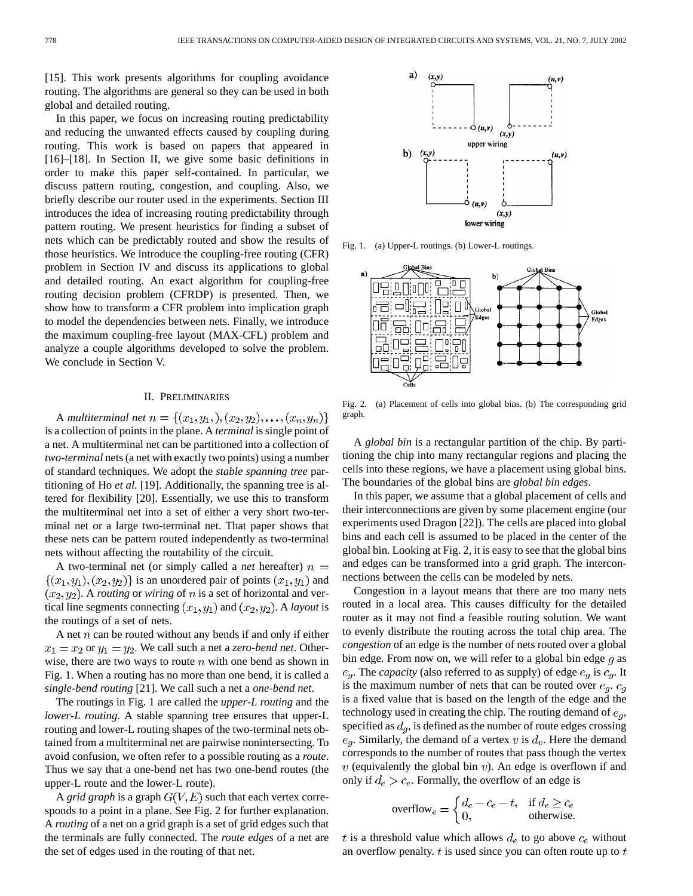[15]. This work presents algorithms for coupling avoidance routing. The algorithms are general so they can be used in both global and detailed routing.

In this paper, we focus on increasing routing predictability and reducing the unwanted effects caused by coupling during routing. This work is based on papers that appeared in [16]–[18]. In Section II, we give some basic definitions in order to make this paper self-contained. In particular, we discuss pattern routing, congestion, and coupling. Also, we briefly describe our router used in the experiments. Section III introduces the idea of increasing routing predictability through pattern routing. We present heuristics for finding a subset of nets which can be predictably routed and show the results of those heuristics. We introduce the coupling-free routing (CFR) problem in Section IV and discuss its applications to global and detailed routing. An exact algorithm for coupling-free routing decision problem (CFRDP) is presented. Then, we show how to transform a CFR problem into implication graph to model the dependencies between nets. Finally, we introduce the maximum coupling-free layout (MAX-CFL) problem and analyze a couple algorithms developed to solve the problem. We conclude in Section V.

## II. Preliminaries

A *multiterminal net* $n = \{(x_1, y_1,), (x_2, y_2), \ldots, (x_n, y_n)\}$ is a collection of points in the plane. A *terminal* is single point of a net. A multiterminal net can be partitioned into a collection of *two-terminal* nets (a net with exactly two points) using a number of standard techniques. We adopt the *stable spanning tree* partitioning of Ho *et al.* [19]. Additionally, the spanning tree is altered for flexibility [20]. Essentially, we use this to transform the multiterminal net into a set of either a very short two-terminal net or a large two-terminal net. That paper shows that these nets can be pattern routed independently as two-terminal nets without affecting the routability of the circuit.

A two-terminal net (or simply called a *net* hereafter) $n = \{(x_1, y_1), (x_2, y_2)\}$ is an unordered pair of points $(x_1, y_1)$ and $(x_2, y_2)$. A *routing* or *wiring* of $n$ is a set of horizontal and vertical line segments connecting $(x_1, y_1)$ and $(x_2, y_2)$. A *layout* is the routings of a set of nets.

A net $n$ can be routed without any bends if and only if either $x_1 = x_2$ or $y_1 = y_2$. We call such a net a *zero-bend net*. Otherwise, there are two ways to route $n$ with one bend as shown in Fig. 1. When a routing has no more than one bend, it is called a *single-bend routing* [21]. We call such a net a *one-bend net*.

The routings in Fig. 1 are called the *upper-L routing* and the *lower-L routing*. A stable spanning tree ensures that upper-L routing and lower-L routing shapes of the two-terminal nets obtained from a multiterminal net are pairwise nonintersecting. To avoid confusion, we often refer to a possible routing as a *route*. Thus we say that a one-bend net has two one-bend routes (the upper-L route and the lower-L route).

A *grid graph* is a graph $G(V, E)$ such that each vertex corresponds to a point in a plane. See Fig. 2 for further explanation. A *routing* of a net on a grid graph is a set of grid edges such that the terminals are fully connected. The *route edges* of a net are the set of edges used in the routing of that net.

Fig. 1. (a) Upper-L routings. (b) Lower-L routings.

Fig. 2. (a) Placement of cells into global bins. (b) The corresponding grid graph.

A *global bin* is a rectangular partition of the chip. By partitioning the chip into many rectangular regions and placing the cells into these regions, we have a placement using global bins. The boundaries of the global bins are *global bin edges*.

In this paper, we assume that a global placement of cells and their interconnections are given by some placement engine (our experiments used Dragon [22]). The cells are placed into global bins and each cell is assumed to be placed in the center of the global bin. Looking at Fig. 2, it is easy to see that the global bins and edges can be transformed into a grid graph. The interconnections between the cells can be modeled by nets.

Congestion in a layout means that there are too many nets routed in a local area. This causes difficulty for the detailed router as it may not find a feasible routing solution. We want to evenly distribute the routing across the total chip area. The *congestion* of an edge is the number of nets routed over a global bin edge. From now on, we will refer to a global bin edge $g$ as $e_g$. The *capacity* (also referred to as supply) of edge $e_g$ is $c_g$. It is the maximum number of nets that can be routed over $e_g$. $c_g$ is a fixed value that is based on the length of the edge and the technology used in creating the chip. The routing demand of $e_g$, specified as $d_g$, is defined as the number of route edges crossing $e_g$. Similarly, the demand of a vertex $v$ is $d_v$. Here the demand corresponds to the number of routes that pass though the vertex $v$ (equivalently the global bin $v$). An edge is overflown if and only if $d_e > c_e$. Formally, the overflow of an edge is

$$\text{overflow}_e = \begin{cases} d_e - c_e - t, & \text{if } d_e \geq c_e \\ 0, & \text{otherwise.} \end{cases}$$

$t$ is a threshold value which allows $d_e$ to go above $c_e$ without an overflow penalty. $t$ is used since you can often route up to $t$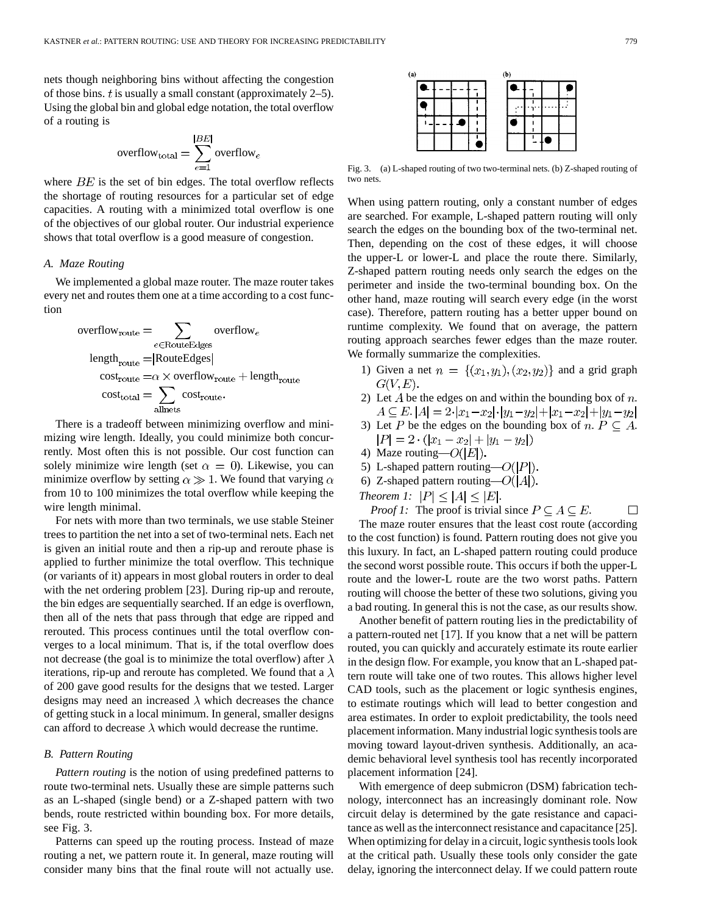nets though neighboring bins without affecting the congestion of those bins. $t$ is usually a small constant (approximately 2–5). Using the global bin and global edge notation, the total overflow of a routing is

$$\text{overflow}_{\text{total}} = \sum_{e=1}^{|BE|} \text{overflow}_e$$

where $BE$ is the set of bin edges. The total overflow reflects the shortage of routing resources for a particular set of edge capacities. A routing with a minimized total overflow is one of the objectives of our global router. Our industrial experience shows that total overflow is a good measure of congestion.

### *A. Maze Routing*

We implemented a global maze router. The maze router takes every net and routes them one at a time according to a cost function

$$\begin{aligned}
\text{overflow}_{\text{route}} &= \sum_{e \in \text{RouteEdges}} \text{overflow}_e \\
\text{length}_{\text{route}} &= |\text{RouteEdges}| \\
\text{cost}_{\text{route}} &= \alpha \times \text{overflow}_{\text{route}} + \text{length}_{\text{route}} \\
\text{cost}_{\text{total}} &= \sum_{\text{allnets}} \text{cost}_{\text{route}}.
\end{aligned}$$

There is a tradeoff between minimizing overflow and minimizing wire length. Ideally, you could minimize both concurrently. Most often this is not possible. Our cost function can solely minimize wire length (set $\alpha = 0$). Likewise, you can minimize overflow by setting $\alpha \gg 1$. We found that varying $\alpha$ from 10 to 100 minimizes the total overflow while keeping the wire length minimal.

For nets with more than two terminals, we use stable Steiner trees to partition the net into a set of two-terminal nets. Each net is given an initial route and then a rip-up and reroute phase is applied to further minimize the total overflow. This technique (or variants of it) appears in most global routers in order to deal with the net ordering problem [23]. During rip-up and reroute, the bin edges are sequentially searched. If an edge is overflown, then all of the nets that pass through that edge are ripped and rerouted. This process continues until the total overflow converges to a local minimum. That is, if the total overflow does not decrease (the goal is to minimize the total overflow) after $\lambda$ iterations, rip-up and reroute has completed. We found that a $\lambda$ of 200 gave good results for the designs that we tested. Larger designs may need an increased $\lambda$ which decreases the chance of getting stuck in a local minimum. In general, smaller designs can afford to decrease $\lambda$ which would decrease the runtime.

### *B. Pattern Routing*

*Pattern routing* is the notion of using predefined patterns to route two-terminal nets. Usually these are simple patterns such as an L-shaped (single bend) or a Z-shaped pattern with two bends, route restricted within bounding box. For more details, see Fig. 3.

Patterns can speed up the routing process. Instead of maze routing a net, we pattern route it. In general, maze routing will consider many bins that the final route will not actually use.

Fig. 3. (a) L-shaped routing of two two-terminal nets. (b) Z-shaped routing of two nets.

When using pattern routing, only a constant number of edges are searched. For example, L-shaped pattern routing will only search the edges on the bounding box of the two-terminal net. Then, depending on the cost of these edges, it will choose the upper-L or lower-L and place the route there. Similarly, Z-shaped pattern routing needs only search the edges on the perimeter and inside the two-terminal bounding box. On the other hand, maze routing will search every edge (in the worst case). Therefore, pattern routing has a better upper bound on runtime complexity. We found that on average, the pattern routing approach searches fewer edges than the maze router. We formally summarize the complexities.

1) Given a net $n = \{(x_1, y_1), (x_2, y_2)\}$ and a grid graph $G(V, E)$.
2) Let $A$ be the edges on and within the bounding box of $n$. $A \subseteq E$. $|A| = 2 \cdot |x_1 - x_2| \cdot |y_1 - y_2| + |x_1 - x_2| + |y_1 - y_2|$
3) Let $P$ be the edges on the bounding box of $n$. $P \subseteq A$. $|P| = 2 \cdot (|x_1 - x_2| + |y_1 - y_2|)$
4) Maze routing—$O(|E|)$.
5) L-shaped pattern routing—$O(|P|)$.
6) Z-shaped pattern routing—$O(|A|)$.

*Theorem 1:* $|P| \leq |A| \leq |E|$.

*Proof 1:* The proof is trivial since $P \subseteq A \subseteq E$. □

The maze router ensures that the least cost route (according to the cost function) is found. Pattern routing does not give you this luxury. In fact, an L-shaped pattern routing could produce the second worst possible route. This occurs if both the upper-L route and the lower-L route are the two worst paths. Pattern routing will choose the better of these two solutions, giving you a bad routing. In general this is not the case, as our results show.

Another benefit of pattern routing lies in the predictability of a pattern-routed net [17]. If you know that a net will be pattern routed, you can quickly and accurately estimate its route earlier in the design flow. For example, you know that an L-shaped pattern route will take one of two routes. This allows higher level CAD tools, such as the placement or logic synthesis engines, to estimate routings which will lead to better congestion and area estimates. In order to exploit predictability, the tools need placement information. Many industrial logic synthesis tools are moving toward layout-driven synthesis. Additionally, an academic behavioral level synthesis tool has recently incorporated placement information [24].

With emergence of deep submicron (DSM) fabrication technology, interconnect has an increasingly dominant role. Now circuit delay is determined by the gate resistance and capacitance as well as the interconnect resistance and capacitance [25]. When optimizing for delay in a circuit, logic synthesis tools look at the critical path. Usually these tools only consider the gate delay, ignoring the interconnect delay. If we could pattern route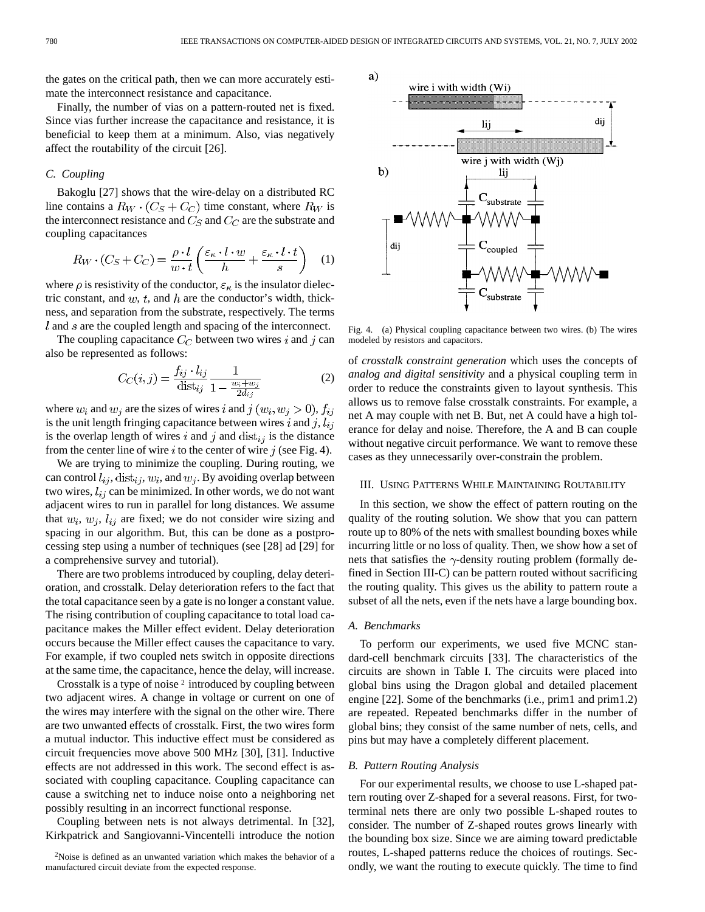the gates on the critical path, then we can more accurately estimate the interconnect resistance and capacitance.

Finally, the number of vias on a pattern-routed net is fixed. Since vias further increase the capacitance and resistance, it is beneficial to keep them at a minimum. Also, vias negatively affect the routability of the circuit [26].

### C. Coupling

Bakoglu [27] shows that the wire-delay on a distributed RC line contains a $R_W \cdot (C_S + C_C)$ time constant, where $R_W$ is the interconnect resistance and $C_S$ and $C_C$ are the substrate and coupling capacitances

$$R_W \cdot (C_S + C_C) = \frac{\rho \cdot l}{w \cdot t}\left(\frac{\varepsilon_\kappa \cdot l \cdot w}{h} + \frac{\varepsilon_\kappa \cdot l \cdot t}{s}\right) \quad (1)$$

where $\rho$ is resistivity of the conductor, $\varepsilon_\kappa$ is the insulator dielectric constant, and $w$, $t$, and $h$ are the conductor's width, thickness, and separation from the substrate, respectively. The terms $l$ and $s$ are the coupled length and spacing of the interconnect.

The coupling capacitance $C_C$ between two wires $i$ and $j$ can also be represented as follows:

$$C_C(i,j) = \frac{f_{ij} \cdot l_{ij}}{\text{dist}_{ij}} \frac{1}{1 - \frac{w_i + w_j}{2d_{ij}}} \quad (2)$$

where $w_i$ and $w_j$ are the sizes of wires $i$ and $j$ $(w_i, w_j > 0)$, $f_{ij}$ is the unit length fringing capacitance between wires $i$ and $j$, $l_{ij}$ is the overlap length of wires $i$ and $j$ and $\text{dist}_{ij}$ is the distance from the center line of wire $i$ to the center of wire $j$ (see Fig. 4).

We are trying to minimize the coupling. During routing, we can control $l_{ij}$, $\text{dist}_{ij}$, $w_i$, and $w_j$. By avoiding overlap between two wires, $l_{ij}$ can be minimized. In other words, we do not want adjacent wires to run in parallel for long distances. We assume that $w_i$, $w_j$, $l_{ij}$ are fixed; we do not consider wire sizing and spacing in our algorithm. But, this can be done as a postprocessing step using a number of techniques (see [28] ad [29] for a comprehensive survey and tutorial).

There are two problems introduced by coupling, delay deterioration, and crosstalk. Delay deterioration refers to the fact that the total capacitance seen by a gate is no longer a constant value. The rising contribution of coupling capacitance to total load capacitance makes the Miller effect evident. Delay deterioration occurs because the Miller effect causes the capacitance to vary. For example, if two coupled nets switch in opposite directions at the same time, the capacitance, hence the delay, will increase.

Crosstalk is a type of noise [2] introduced by coupling between two adjacent wires. A change in voltage or current on one of the wires may interfere with the signal on the other wire. There are two unwanted effects of crosstalk. First, the two wires form a mutual inductor. This inductive effect must be considered as circuit frequencies move above 500 MHz [30], [31]. Inductive effects are not addressed in this work. The second effect is associated with coupling capacitance. Coupling capacitance can cause a switching net to induce noise onto a neighboring net possibly resulting in an incorrect functional response.

Coupling between nets is not always detrimental. In [32], Kirkpatrick and Sangiovanni-Vincentelli introduce the notion of *crosstalk constraint generation* which uses the concepts of *analog and digital sensitivity* and a physical coupling term in order to reduce the constraints given to layout synthesis. This allows us to remove false crosstalk constraints. For example, a net A may couple with net B. But, net A could have a high tolerance for delay and noise. Therefore, the A and B can couple without negative circuit performance. We want to remove these cases as they unnecessarily over-constrain the problem.

[2]Noise is defined as an unwanted variation which makes the behavior of a manufactured circuit deviate from the expected response.

Fig. 4. (a) Physical coupling capacitance between two wires. (b) The wires modeled by resistors and capacitors.

## III. Using Patterns While Maintaining Routability

In this section, we show the effect of pattern routing on the quality of the routing solution. We show that you can pattern route up to 80% of the nets with smallest bounding boxes while incurring little or no loss of quality. Then, we show how a set of nets that satisfies the $\gamma$-density routing problem (formally defined in Section III-C) can be pattern routed without sacrificing the routing quality. This gives us the ability to pattern route a subset of all the nets, even if the nets have a large bounding box.

### A. Benchmarks

To perform our experiments, we used five MCNC standard-cell benchmark circuits [33]. The characteristics of the circuits are shown in Table I. The circuits were placed into global bins using the Dragon global and detailed placement engine [22]. Some of the benchmarks (i.e., prim1 and prim1.2) are repeated. Repeated benchmarks differ in the number of global bins; they consist of the same number of nets, cells, and pins but may have a completely different placement.

### B. Pattern Routing Analysis

For our experimental results, we choose to use L-shaped pattern routing over Z-shaped for a several reasons. First, for two-terminal nets there are only two possible L-shaped routes to consider. The number of Z-shaped routes grows linearly with the bounding box size. Since we are aiming toward predictable routes, L-shaped patterns reduce the choices of routings. Secondly, we want the routing to execute quickly. The time to find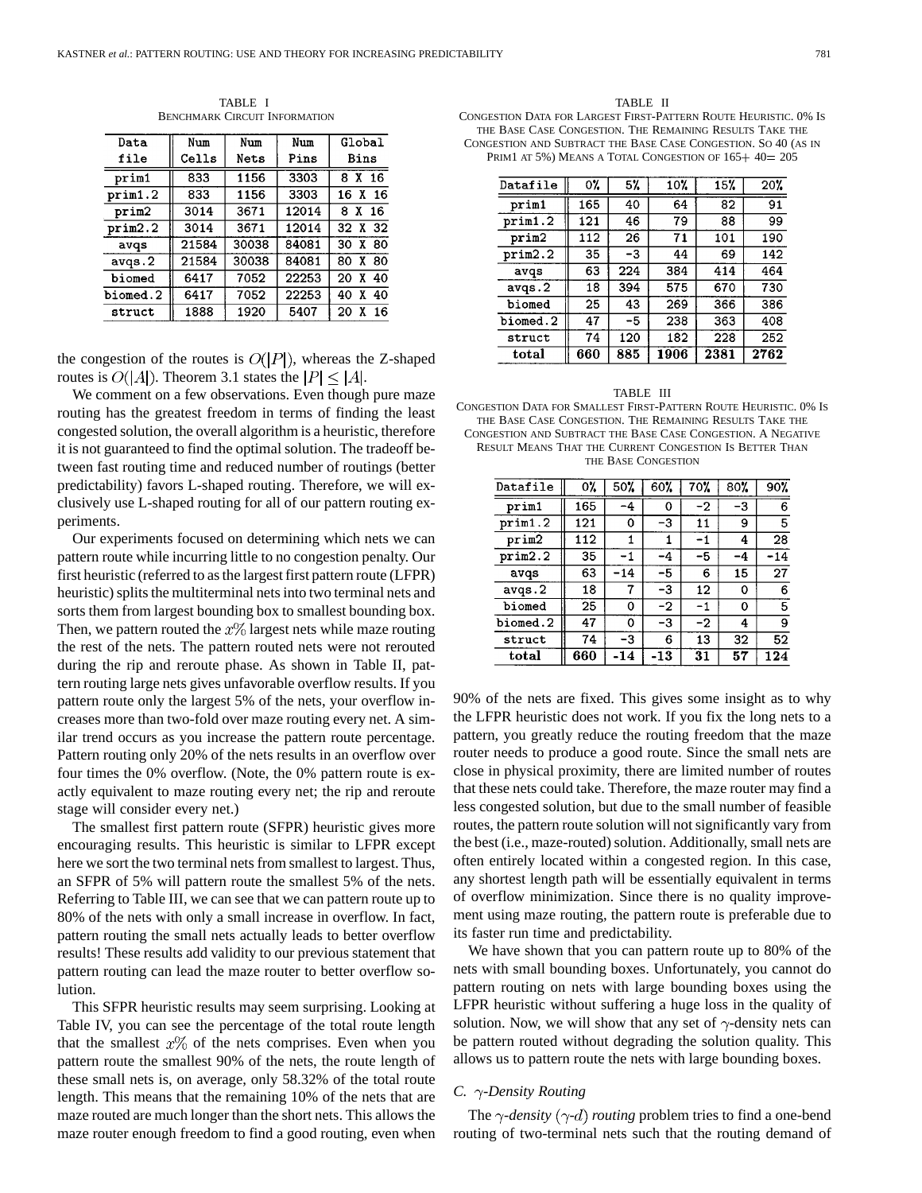TABLE I
BENCHMARK CIRCUIT INFORMATION

| Data file | Num Cells | Num Nets | Num Pins | Global Bins |
|---|---|---|---|---|
| prim1 | 833 | 1156 | 3303 | 8 X 16 |
| prim1.2 | 833 | 1156 | 3303 | 16 X 16 |
| prim2 | 3014 | 3671 | 12014 | 8 X 16 |
| prim2.2 | 3014 | 3671 | 12014 | 32 X 32 |
| avqs | 21584 | 30038 | 84081 | 30 X 80 |
| avqs.2 | 21584 | 30038 | 84081 | 80 X 80 |
| biomed | 6417 | 7052 | 22253 | 20 X 40 |
| biomed.2 | 6417 | 7052 | 22253 | 40 X 40 |
| struct | 1888 | 1920 | 5407 | 20 X 16 |

the congestion of the routes is $O(|P|)$, whereas the Z-shaped routes is $O(|A|)$. Theorem 3.1 states the $|P| \leq |A|$.

We comment on a few observations. Even though pure maze routing has the greatest freedom in terms of finding the least congested solution, the overall algorithm is a heuristic, therefore it is not guaranteed to find the optimal solution. The tradeoff between fast routing time and reduced number of routings (better predictability) favors L-shaped routing. Therefore, we will exclusively use L-shaped routing for all of our pattern routing experiments.

Our experiments focused on determining which nets we can pattern route while incurring little to no congestion penalty. Our first heuristic (referred to as the largest first pattern route (LFPR) heuristic) splits the multiterminal nets into two terminal nets and sorts them from largest bounding box to smallest bounding box. Then, we pattern routed the $x\%$ largest nets while maze routing the rest of the nets. The pattern routed nets were not rerouted during the rip and reroute phase. As shown in Table II, pattern routing large nets gives unfavorable overflow results. If you pattern route only the largest 5% of the nets, your overflow increases more than two-fold over maze routing every net. A similar trend occurs as you increase the pattern route percentage. Pattern routing only 20% of the nets results in an overflow over four times the 0% overflow. (Note, the 0% pattern route is exactly equivalent to maze routing every net; the rip and reroute stage will consider every net.)

The smallest first pattern route (SFPR) heuristic gives more encouraging results. This heuristic is similar to LFPR except here we sort the two terminal nets from smallest to largest. Thus, an SFPR of 5% will pattern route the smallest 5% of the nets. Referring to Table III, we can see that we can pattern route up to 80% of the nets with only a small increase in overflow. In fact, pattern routing the small nets actually leads to better overflow results! These results add validity to our previous statement that pattern routing can lead the maze router to better overflow solution.

This SFPR heuristic results may seem surprising. Looking at Table IV, you can see the percentage of the total route length that the smallest $x\%$ of the nets comprises. Even when you pattern route the smallest 90% of the nets, the route length of these small nets is, on average, only 58.32% of the total route length. This means that the remaining 10% of the nets that are maze routed are much longer than the short nets. This allows the maze router enough freedom to find a good routing, even when

TABLE II
CONGESTION DATA FOR LARGEST FIRST-PATTERN ROUTE HEURISTIC. 0% IS THE BASE CASE CONGESTION. THE REMAINING RESULTS TAKE THE CONGESTION AND SUBTRACT THE BASE CASE CONGESTION. SO 40 (AS IN PRIM1 AT 5%) MEANS A TOTAL CONGESTION OF 165+ 40= 205

| Datafile | 0% | 5% | 10% | 15% | 20% |
|---|---|---|---|---|---|
| prim1 | 165 | 40 | 64 | 82 | 91 |
| prim1.2 | 121 | 46 | 79 | 88 | 99 |
| prim2 | 112 | 26 | 71 | 101 | 190 |
| prim2.2 | 35 | -3 | 44 | 69 | 142 |
| avqs | 63 | 224 | 384 | 414 | 464 |
| avqs.2 | 18 | 394 | 575 | 670 | 730 |
| biomed | 25 | 43 | 269 | 366 | 386 |
| biomed.2 | 47 | -5 | 238 | 363 | 408 |
| struct | 74 | 120 | 182 | 228 | 252 |
| **total** | **660** | **885** | **1906** | **2381** | **2762** |

TABLE III
CONGESTION DATA FOR SMALLEST FIRST-PATTERN ROUTE HEURISTIC. 0% IS THE BASE CASE CONGESTION. THE REMAINING RESULTS TAKE THE CONGESTION AND SUBTRACT THE BASE CASE CONGESTION. A NEGATIVE RESULT MEANS THAT THE CURRENT CONGESTION IS BETTER THAN THE BASE CONGESTION

| Datafile | 0% | 50% | 60% | 70% | 80% | 90% |
|---|---|---|---|---|---|---|
| prim1 | 165 | -4 | 0 | -2 | -3 | 6 |
| prim1.2 | 121 | 0 | -3 | 11 | 9 | 5 |
| prim2 | 112 | 1 | 1 | -1 | 4 | 28 |
| prim2.2 | 35 | -1 | -4 | -5 | -4 | -14 |
| avqs | 63 | -14 | -5 | 6 | 15 | 27 |
| avqs.2 | 18 | 7 | -3 | 12 | 0 | 6 |
| biomed | 25 | 0 | -2 | -1 | 0 | 5 |
| biomed.2 | 47 | 0 | -3 | -2 | 4 | 9 |
| struct | 74 | -3 | 6 | 13 | 32 | 52 |
| **total** | **660** | **-14** | **-13** | **31** | **57** | **124** |

90% of the nets are fixed. This gives some insight as to why the LFPR heuristic does not work. If you fix the long nets to a pattern, you greatly reduce the routing freedom that the maze router needs to produce a good route. Since the small nets are close in physical proximity, there are limited number of routes that these nets could take. Therefore, the maze router may find a less congested solution, but due to the small number of feasible routes, the pattern route solution will not significantly vary from the best (i.e., maze-routed) solution. Additionally, small nets are often entirely located within a congested region. In this case, any shortest length path will be essentially equivalent in terms of overflow minimization. Since there is no quality improvement using maze routing, the pattern route is preferable due to its faster run time and predictability.

We have shown that you can pattern route up to 80% of the nets with small bounding boxes. Unfortunately, you cannot do pattern routing on nets with large bounding boxes using the LFPR heuristic without suffering a huge loss in the quality of solution. Now, we will show that any set of $\gamma$-density nets can be pattern routed without degrading the solution quality. This allows us to pattern route the nets with large bounding boxes.

### C. $\gamma$-Density Routing

The *$\gamma$-density* ($\gamma$-$d$) *routing* problem tries to find a one-bend routing of two-terminal nets such that the routing demand of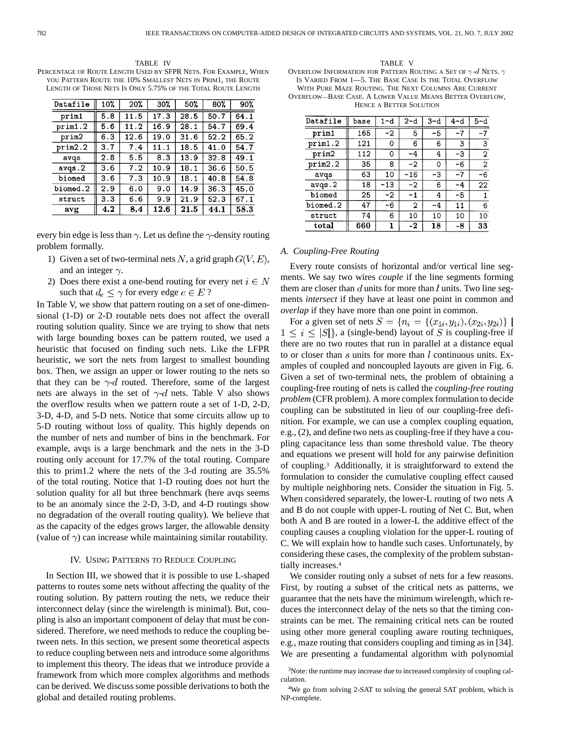TABLE IV

PERCENTAGE OF ROUTE LENGTH USED BY SFPR NETS. FOR EXAMPLE, WHEN YOU PATTERN ROUTE THE 10% SMALLEST NETS IN PRIM1, THE ROUTE LENGTH OF THOSE NETS IS ONLY 5.75% OF THE TOTAL ROUTE LENGTH

| Datafile | 10% | 20% | 30% | 50% | 80% | 90% |
|---|---|---|---|---|---|---|
| prim1 | 5.8 | 11.5 | 17.3 | 28.5 | 50.7 | 64.1 |
| prim1.2 | 5.6 | 11.2 | 16.9 | 28.1 | 54.7 | 69.4 |
| prim2 | 6.3 | 12.6 | 19.0 | 31.6 | 52.2 | 65.2 |
| prim2.2 | 3.7 | 7.4 | 11.1 | 18.5 | 41.0 | 54.7 |
| avqs | 2.8 | 5.5 | 8.3 | 13.9 | 32.8 | 49.1 |
| avqs.2 | 3.6 | 7.2 | 10.9 | 18.1 | 36.6 | 50.5 |
| biomed | 3.6 | 7.3 | 10.9 | 18.1 | 40.8 | 54.8 |
| biomed.2 | 2.9 | 6.0 | 9.0 | 14.9 | 36.3 | 45.0 |
| struct | 3.3 | 6.6 | 9.9 | 21.9 | 52.3 | 67.1 |
| **avg** | **4.2** | **8.4** | **12.6** | **21.5** | **44.1** | **58.3** |

every bin edge is less than $\gamma$. Let us define the $\gamma$-density routing problem formally.

1) Given a set of two-terminal nets $N$, a grid graph $G(V, E)$, and an integer $\gamma$.
2) Does there exist a one-bend routing for every net $i \in N$ such that $d_e \leq \gamma$ for every edge $e \in E$ ?

In Table V, we show that pattern routing on a set of one-dimensional (1-D) or 2-D routable nets does not affect the overall routing solution quality. Since we are trying to show that nets with large bounding boxes can be pattern routed, we used a heuristic that focused on finding such nets. Like the LFPR heuristic, we sort the nets from largest to smallest bounding box. Then, we assign an upper or lower routing to the nets so that they can be $\gamma$-$d$ routed. Therefore, some of the largest nets are always in the set of $\gamma$-$d$ nets. Table V also shows the overflow results when we pattern route a set of 1-D, 2-D, 3-D, 4-D, and 5-D nets. Notice that some circuits allow up to 5-D routing without loss of quality. This highly depends on the number of nets and number of bins in the benchmark. For example, avqs is a large benchmark and the nets in the 3-D routing only account for 17.7% of the total routing. Compare this to prim1.2 where the nets of the 3-d routing are 35.5% of the total routing. Notice that 1-D routing does not hurt the solution quality for all but three benchmark (here avqs seems to be an anomaly since the 2-D, 3-D, and 4-D routings show no degradation of the overall routing quality). We believe that as the capacity of the edges grows larger, the allowable density (value of $\gamma$) can increase while maintaining similar routability.

## IV. USING PATTERNS TO REDUCE COUPLING

In Section III, we showed that it is possible to use L-shaped patterns to routes some nets without affecting the quality of the routing solution. By pattern routing the nets, we reduce their interconnect delay (since the wirelength is minimal). But, coupling is also an important component of delay that must be considered. Therefore, we need methods to reduce the coupling between nets. In this section, we present some theoretical aspects to reduce coupling between nets and introduce some algorithms to implement this theory. The ideas that we introduce provide a framework from which more complex algorithms and methods can be derived. We discuss some possible derivations to both the global and detailed routing problems.

TABLE V

OVERFLOW INFORMATION FOR PATTERN ROUTING A SET OF $\gamma$-$d$ NETS. $\gamma$ IS VARIED FROM 1—5. THE BASE CASE IS THE TOTAL OVERFLOW WITH PURE MAZE ROUTING. THE NEXT COLUMNS ARE CURRENT OVERFLOW—BASE CASE. A LOWER VALUE MEANS BETTER OVERFLOW, HENCE A BETTER SOLUTION

| Datafile | base | 1-d | 2-d | 3-d | 4-d | 5-d |
|---|---|---|---|---|---|---|
| prim1 | 165 | -2 | 5 | -5 | -7 | -7 |
| prim1.2 | 121 | 0 | 6 | 6 | 3 | 3 |
| prim2 | 112 | 0 | -4 | 4 | -3 | 2 |
| prim2.2 | 35 | 8 | -2 | 0 | -6 | 2 |
| avqs | 63 | 10 | -16 | -3 | -7 | -6 |
| avqs.2 | 18 | -13 | -2 | 6 | -4 | 22 |
| biomed | 25 | -2 | -1 | 4 | -5 | 1 |
| biomed.2 | 47 | -6 | 2 | -4 | 11 | 6 |
| struct | 74 | 6 | 10 | 10 | 10 | 10 |
| **total** | **660** | **1** | **-2** | **18** | **-8** | **33** |

### A. Coupling-Free Routing

Every route consists of horizontal and/or vertical line segments. We say two wires *couple* if the line segments forming them are closer than $d$ units for more than $l$ units. Two line segments *intersect* if they have at least one point in common and *overlap* if they have more than one point in common.

For a given set of nets $S = \{n_i = \{(x_{1i}, y_{1i}), (x_{2i}, y_{2i})\} \mid 1 \leq i \leq |S|\}$, a (single-bend) layout of $S$ is coupling-free if there are no two routes that run in parallel at a distance equal to or closer than $s$ units for more than $l$ continuous units. Examples of coupled and noncoupled layouts are given in Fig. 6. Given a set of two-terminal nets, the problem of obtaining a coupling-free routing of nets is called the *coupling-free routing problem* (CFR problem). A more complex formulation to decide coupling can be substituted in lieu of our coupling-free definition. For example, we can use a complex coupling equation, e.g., (2), and define two nets as coupling-free if they have a coupling capacitance less than some threshold value. The theory and equations we present will hold for any pairwise definition of coupling.[3] Additionally, it is straightforward to extend the formulation to consider the cumulative coupling effect caused by multiple neighboring nets. Consider the situation in Fig. 5. When considered separately, the lower-L routing of two nets A and B do not couple with upper-L routing of Net C. But, when both A and B are routed in a lower-L the additive effect of the coupling causes a coupling violation for the upper-L routing of C. We will explain how to handle such cases. Unfortunately, by considering these cases, the complexity of the problem substantially increases.[4]

We consider routing only a subset of nets for a few reasons. First, by routing a subset of the critical nets as patterns, we guarantee that the nets have the minimum wirelength, which reduces the interconnect delay of the nets so that the timing constraints can be met. The remaining critical nets can be routed using other more general coupling aware routing techniques, e.g., maze routing that considers coupling and timing as in [34]. We are presenting a fundamental algorithm with polynomial

[3]Note: the runtime may increase due to increased complexity of coupling calculation.

[4]We go from solving 2-SAT to solving the general SAT problem, which is NP-complete.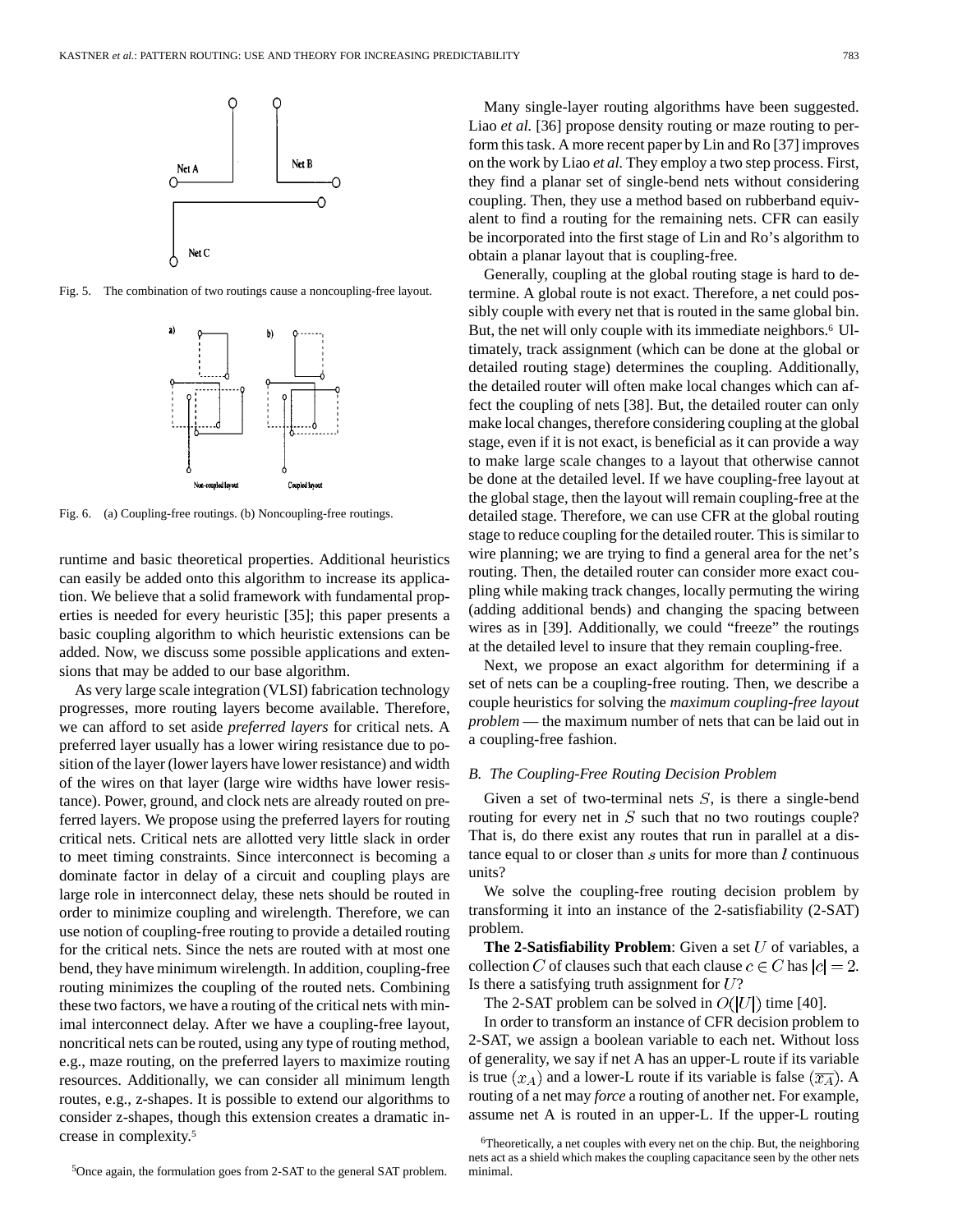Fig. 5. The combination of two routings cause a noncoupling-free layout.

Fig. 6. (a) Coupling-free routings. (b) Noncoupling-free routings.

runtime and basic theoretical properties. Additional heuristics can easily be added onto this algorithm to increase its application. We believe that a solid framework with fundamental properties is needed for every heuristic [35]; this paper presents a basic coupling algorithm to which heuristic extensions can be added. Now, we discuss some possible applications and extensions that may be added to our base algorithm.

As very large scale integration (VLSI) fabrication technology progresses, more routing layers become available. Therefore, we can afford to set aside *preferred layers* for critical nets. A preferred layer usually has a lower wiring resistance due to position of the layer (lower layers have lower resistance) and width of the wires on that layer (large wire widths have lower resistance). Power, ground, and clock nets are already routed on preferred layers. We propose using the preferred layers for routing critical nets. Critical nets are allotted very little slack in order to meet timing constraints. Since interconnect is becoming a dominate factor in delay of a circuit and coupling plays are large role in interconnect delay, these nets should be routed in order to minimize coupling and wirelength. Therefore, we can use notion of coupling-free routing to provide a detailed routing for the critical nets. Since the nets are routed with at most one bend, they have minimum wirelength. In addition, coupling-free routing minimizes the coupling of the routed nets. Combining these two factors, we have a routing of the critical nets with minimal interconnect delay. After we have a coupling-free layout, noncritical nets can be routed, using any type of routing method, e.g., maze routing, on the preferred layers to maximize routing resources. Additionally, we can consider all minimum length routes, e.g., z-shapes. It is possible to extend our algorithms to consider z-shapes, though this extension creates a dramatic increase in complexity.[5]

[5]Once again, the formulation goes from 2-SAT to the general SAT problem.

Many single-layer routing algorithms have been suggested. Liao *et al.* [36] propose density routing or maze routing to perform this task. A more recent paper by Lin and Ro [37] improves on the work by Liao *et al.* They employ a two step process. First, they find a planar set of single-bend nets without considering coupling. Then, they use a method based on rubberband equivalent to find a routing for the remaining nets. CFR can easily be incorporated into the first stage of Lin and Ro's algorithm to obtain a planar layout that is coupling-free.

Generally, coupling at the global routing stage is hard to determine. A global route is not exact. Therefore, a net could possibly couple with every net that is routed in the same global bin. But, the net will only couple with its immediate neighbors.[6] Ultimately, track assignment (which can be done at the global or detailed routing stage) determines the coupling. Additionally, the detailed router will often make local changes which can affect the coupling of nets [38]. But, the detailed router can only make local changes, therefore considering coupling at the global stage, even if it is not exact, is beneficial as it can provide a way to make large scale changes to a layout that otherwise cannot be done at the detailed level. If we have coupling-free layout at the global stage, then the layout will remain coupling-free at the detailed stage. Therefore, we can use CFR at the global routing stage to reduce coupling for the detailed router. This is similar to wire planning; we are trying to find a general area for the net's routing. Then, the detailed router can consider more exact coupling while making track changes, locally permuting the wiring (adding additional bends) and changing the spacing between wires as in [39]. Additionally, we could "freeze" the routings at the detailed level to insure that they remain coupling-free.

Next, we propose an exact algorithm for determining if a set of nets can be a coupling-free routing. Then, we describe a couple heuristics for solving the *maximum coupling-free layout problem* — the maximum number of nets that can be laid out in a coupling-free fashion.

### B. The Coupling-Free Routing Decision Problem

Given a set of two-terminal nets $S$, is there a single-bend routing for every net in $S$ such that no two routings couple? That is, do there exist any routes that run in parallel at a distance equal to or closer than $s$ units for more than $l$ continuous units?

We solve the coupling-free routing decision problem by transforming it into an instance of the 2-satisfiability (2-SAT) problem.

**The 2-Satisfiability Problem**: Given a set $U$ of variables, a collection $C$ of clauses such that each clause $c \in C$ has $|c| = 2$. Is there a satisfying truth assignment for $U$?

The 2-SAT problem can be solved in $O(|U|)$ time [40].

In order to transform an instance of CFR decision problem to 2-SAT, we assign a boolean variable to each net. Without loss of generality, we say if net A has an upper-L route if its variable is true $(x_A)$ and a lower-L route if its variable is false $(\overline{x_A})$. A routing of a net may *force* a routing of another net. For example, assume net A is routed in an upper-L. If the upper-L routing

[6]Theoretically, a net couples with every net on the chip. But, the neighboring nets act as a shield which makes the coupling capacitance seen by the other nets minimal.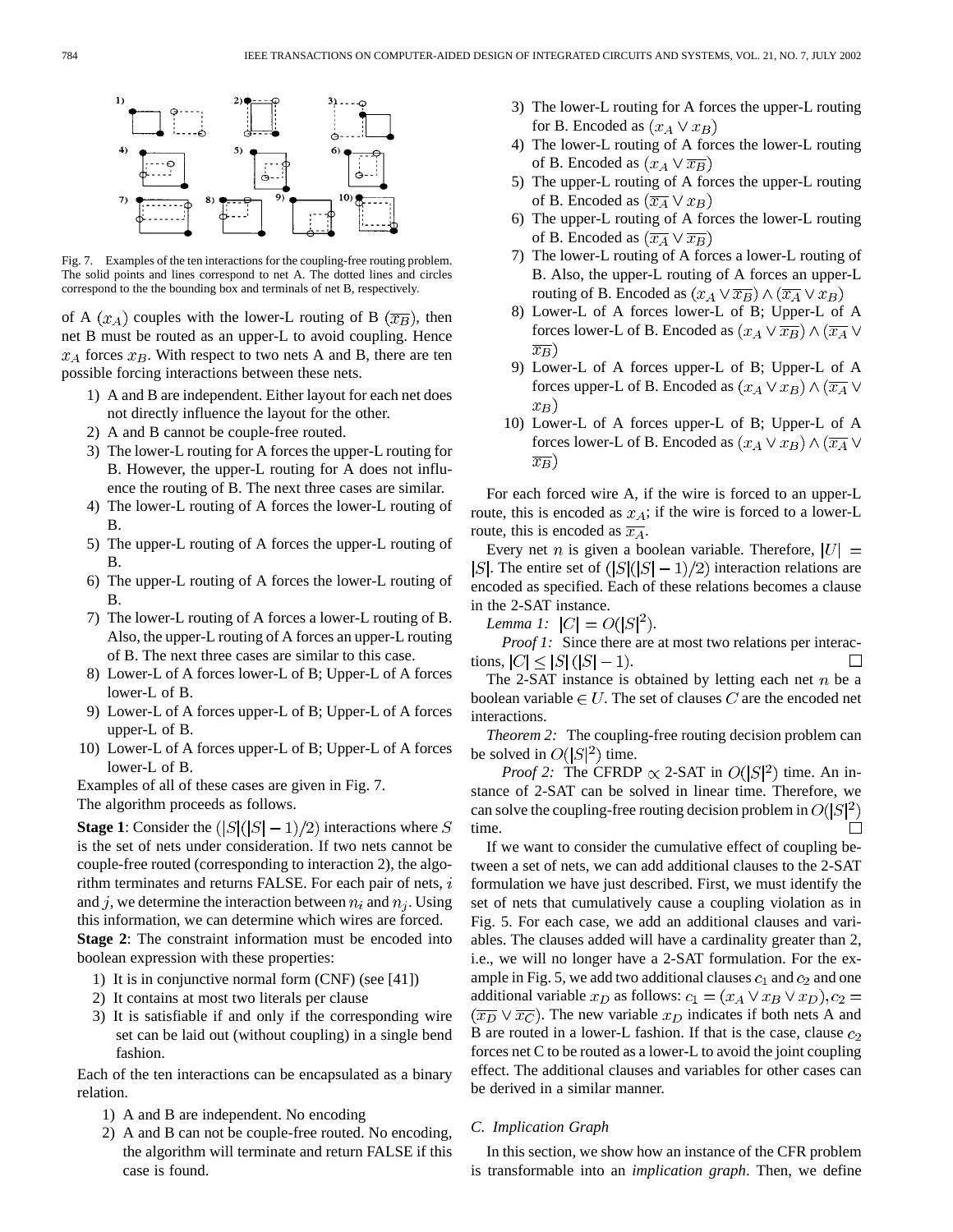Fig. 7. Examples of the ten interactions for the coupling-free routing problem. The solid points and lines correspond to net A. The dotted lines and circles correspond to the the bounding box and terminals of net B, respectively.

of A ($x_A$) couples with the lower-L routing of B ($\overline{x_B}$), then net B must be routed as an upper-L to avoid coupling. Hence $x_A$ forces $x_B$. With respect to two nets A and B, there are ten possible forcing interactions between these nets.

1) A and B are independent. Either layout for each net does not directly influence the layout for the other.
2) A and B cannot be couple-free routed.
3) The lower-L routing for A forces the upper-L routing for B. However, the upper-L routing for A does not influence the routing of B. The next three cases are similar.
4) The lower-L routing of A forces the lower-L routing of B.
5) The upper-L routing of A forces the upper-L routing of B.
6) The upper-L routing of A forces the lower-L routing of B.
7) The lower-L routing of A forces a lower-L routing of B. Also, the upper-L routing of A forces an upper-L routing of B. The next three cases are similar to this case.
8) Lower-L of A forces lower-L of B; Upper-L of A forces lower-L of B.
9) Lower-L of A forces upper-L of B; Upper-L of A forces upper-L of B.
10) Lower-L of A forces upper-L of B; Upper-L of A forces lower-L of B.

Examples of all of these cases are given in Fig. 7.

The algorithm proceeds as follows.

**Stage 1**: Consider the $(|S|(|S|-1)/2)$ interactions where $S$ is the set of nets under consideration. If two nets cannot be couple-free routed (corresponding to interaction 2), the algorithm terminates and returns FALSE. For each pair of nets, $i$ and $j$, we determine the interaction between $n_i$ and $n_j$. Using this information, we can determine which wires are forced.

**Stage 2**: The constraint information must be encoded into boolean expression with these properties:

1) It is in conjunctive normal form (CNF) (see [41])
2) It contains at most two literals per clause
3) It is satisfiable if and only if the corresponding wire set can be laid out (without coupling) in a single bend fashion.

Each of the ten interactions can be encapsulated as a binary relation.

1) A and B are independent. No encoding
2) A and B can not be couple-free routed. No encoding, the algorithm will terminate and return FALSE if this case is found.
3) The lower-L routing for A forces the upper-L routing for B. Encoded as $(x_A \vee x_B)$
4) The lower-L routing of A forces the lower-L routing of B. Encoded as $(x_A \vee \overline{x_B})$
5) The upper-L routing of A forces the upper-L routing of B. Encoded as $(\overline{x_A} \vee x_B)$
6) The upper-L routing of A forces the lower-L routing of B. Encoded as $(\overline{x_A} \vee \overline{x_B})$
7) The lower-L routing of A forces a lower-L routing of B. Also, the upper-L routing of A forces an upper-L routing of B. Encoded as $(x_A \vee \overline{x_B}) \wedge (\overline{x_A} \vee x_B)$
8) Lower-L of A forces lower-L of B; Upper-L of A forces lower-L of B. Encoded as $(x_A \vee \overline{x_B}) \wedge (\overline{x_A} \vee \overline{x_B})$
9) Lower-L of A forces upper-L of B; Upper-L of A forces upper-L of B. Encoded as $(x_A \vee x_B) \wedge (\overline{x_A} \vee x_B)$
10) Lower-L of A forces upper-L of B; Upper-L of A forces lower-L of B. Encoded as $(x_A \vee x_B) \wedge (\overline{x_A} \vee \overline{x_B})$

For each forced wire A, if the wire is forced to an upper-L route, this is encoded as $x_A$; if the wire is forced to a lower-L route, this is encoded as $\overline{x_A}$.

Every net $n$ is given a boolean variable. Therefore, $|U| = |S|$. The entire set of $(|S|(|S|-1)/2)$ interaction relations are encoded as specified. Each of these relations becomes a clause in the 2-SAT instance.

*Lemma 1:* $|C| = O(|S|^2)$.

*Proof 1:* Since there are at most two relations per interactions, $|C| \leq |S|(|S|-1)$. □

The 2-SAT instance is obtained by letting each net $n$ be a boolean variable $\in U$. The set of clauses $C$ are the encoded net interactions.

*Theorem 2:* The coupling-free routing decision problem can be solved in $O(|S|^2)$ time.

*Proof 2:* The CFRDP $\propto$ 2-SAT in $O(|S|^2)$ time. An instance of 2-SAT can be solved in linear time. Therefore, we can solve the coupling-free routing decision problem in $O(|S|^2)$ time. □

If we want to consider the cumulative effect of coupling between a set of nets, we can add additional clauses to the 2-SAT formulation we have just described. First, we must identify the set of nets that cumulatively cause a coupling violation as in Fig. 5. For each case, we add an additional clauses and variables. The clauses added will have a cardinality greater than 2, i.e., we will no longer have a 2-SAT formulation. For the example in Fig. 5, we add two additional clauses $c_1$ and $c_2$ and one additional variable $x_D$ as follows: $c_1 = (x_A \vee x_B \vee x_D), c_2 = (\overline{x_D} \vee \overline{x_C})$. The new variable $x_D$ indicates if both nets A and B are routed in a lower-L fashion. If that is the case, clause $c_2$ forces net C to be routed as a lower-L to avoid the joint coupling effect. The additional clauses and variables for other cases can be derived in a similar manner.

### C. Implication Graph

In this section, we show how an instance of the CFR problem is transformable into an *implication graph*. Then, we define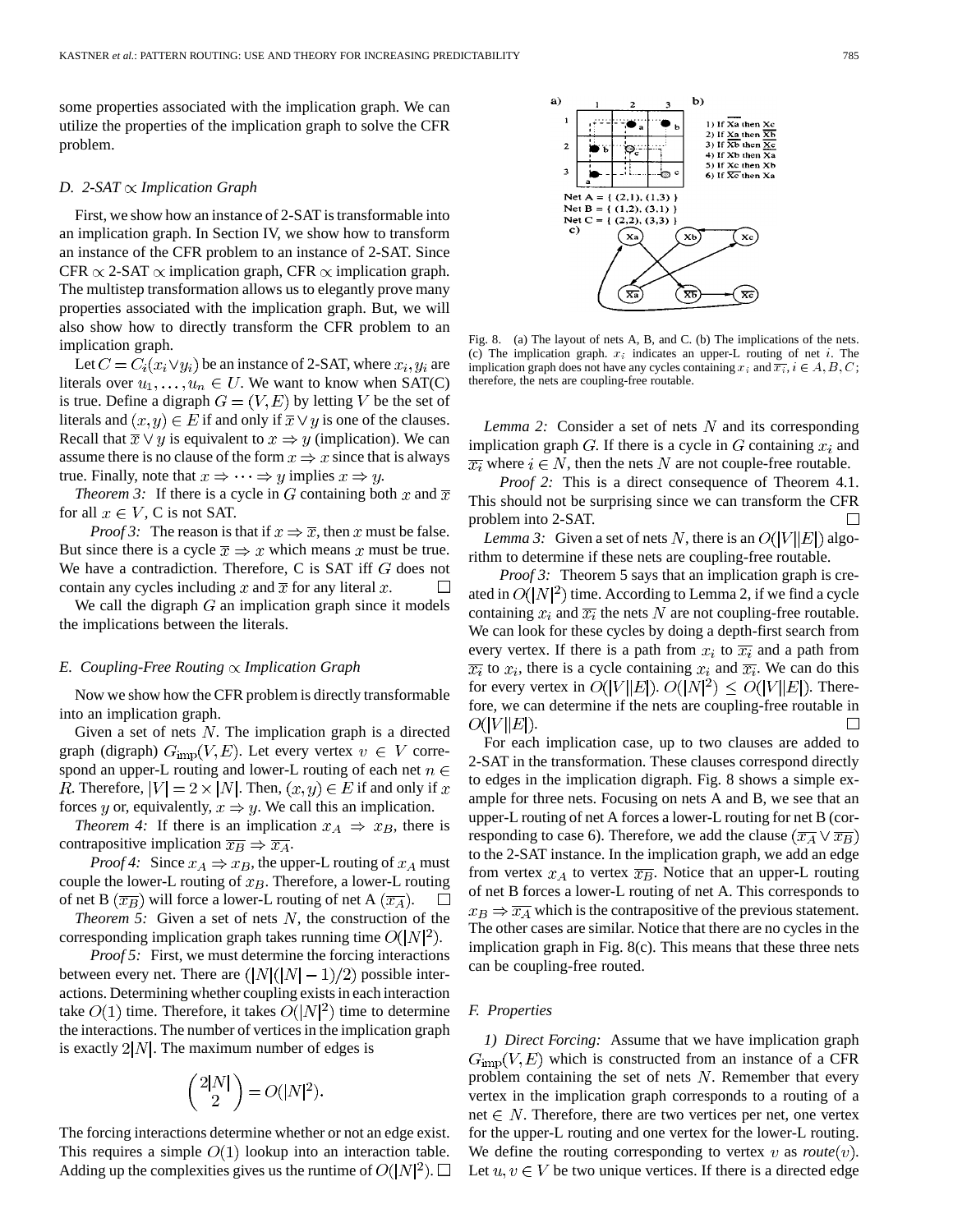some properties associated with the implication graph. We can utilize the properties of the implication graph to solve the CFR problem.

### D. 2-SAT $\propto$ Implication Graph

First, we show how an instance of 2-SAT is transformable into an implication graph. In Section IV, we show how to transform an instance of the CFR problem to an instance of 2-SAT. Since CFR $\propto$ 2-SAT $\propto$ implication graph, CFR $\propto$ implication graph. The multistep transformation allows us to elegantly prove many properties associated with the implication graph. But, we will also show how to directly transform the CFR problem to an implication graph.

Let $C = C_i(x_i \vee y_i)$ be an instance of 2-SAT, where $x_i, y_i$ are literals over $u_1, \ldots, u_n \in U$. We want to know when SAT(C) is true. Define a digraph $G = (V, E)$ by letting $V$ be the set of literals and $(x, y) \in E$ if and only if $\overline{x} \vee y$ is one of the clauses. Recall that $\overline{x} \vee y$ is equivalent to $x \Rightarrow y$ (implication). We can assume there is no clause of the form $x \Rightarrow x$ since that is always true. Finally, note that $x \Rightarrow \cdots \Rightarrow y$ implies $x \Rightarrow y$.

*Theorem 3:* If there is a cycle in $G$ containing both $x$ and $\overline{x}$ for all $x \in V$, C is not SAT.

*Proof 3:* The reason is that if $x \Rightarrow \overline{x}$, then $x$ must be false. But since there is a cycle $\overline{x} \Rightarrow x$ which means $x$ must be true. We have a contradiction. Therefore, C is SAT iff $G$ does not contain any cycles including $x$ and $\overline{x}$ for any literal $x$. □

We call the digraph $G$ an implication graph since it models the implications between the literals.

### E. Coupling-Free Routing $\propto$ Implication Graph

Now we show how the CFR problem is directly transformable into an implication graph.

Given a set of nets $N$. The implication graph is a directed graph (digraph) $G_{\text{imp}}(V, E)$. Let every vertex $v \in V$ correspond an upper-L routing and lower-L routing of each net $n \in R$. Therefore, $|V| = 2 \times |N|$. Then, $(x, y) \in E$ if and only if $x$ forces $y$ or, equivalently, $x \Rightarrow y$. We call this an implication.

*Theorem 4:* If there is an implication $x_A \Rightarrow x_B$, there is contrapositive implication $\overline{x_B} \Rightarrow \overline{x_A}$.

*Proof 4:* Since $x_A \Rightarrow x_B$, the upper-L routing of $x_A$ must couple the lower-L routing of $x_B$. Therefore, a lower-L routing of net B $(\overline{x_B})$ will force a lower-L routing of net A $(\overline{x_A})$. □

*Theorem 5:* Given a set of nets $N$, the construction of the corresponding implication graph takes running time $O(|N|^2)$.

*Proof 5:* First, we must determine the forcing interactions between every net. There are $(|N|(|N|-1)/2)$ possible interactions. Determining whether coupling exists in each interaction take $O(1)$ time. Therefore, it takes $O(|N|^2)$ time to determine the interactions. The number of vertices in the implication graph is exactly $2|N|$. The maximum number of edges is

$$\binom{2|N|}{2} = O(|N|^2).$$

The forcing interactions determine whether or not an edge exist. This requires a simple $O(1)$ lookup into an interaction table. Adding up the complexities gives us the runtime of $O(|N|^2)$. □

Fig. 8. (a) The layout of nets A, B, and C. (b) The implications of the nets. (c) The implication graph. $x_i$ indicates an upper-L routing of net $i$. The implication graph does not have any cycles containing $x_i$ and $\overline{x_i}$, $i \in A, B, C$; therefore, the nets are coupling-free routable.

*Lemma 2:* Consider a set of nets $N$ and its corresponding implication graph $G$. If there is a cycle in $G$ containing $x_i$ and $\overline{x_i}$ where $i \in N$, then the nets $N$ are not couple-free routable.

*Proof 2:* This is a direct consequence of Theorem 4.1. This should not be surprising since we can transform the CFR problem into 2-SAT. □

*Lemma 3:* Given a set of nets $N$, there is an $O(|V||E|)$ algorithm to determine if these nets are coupling-free routable.

*Proof 3:* Theorem 5 says that an implication graph is created in $O(|N|^2)$ time. According to Lemma 2, if we find a cycle containing $x_i$ and $\overline{x_i}$ the nets $N$ are not coupling-free routable. We can look for these cycles by doing a depth-first search from every vertex. If there is a path from $x_i$ to $\overline{x_i}$ and a path from $\overline{x_i}$ to $x_i$, there is a cycle containing $x_i$ and $\overline{x_i}$. We can do this for every vertex in $O(|V||E|)$. $O(|N|^2) \leq O(|V||E|)$. Therefore, we can determine if the nets are coupling-free routable in $O(|V||E|)$. □

For each implication case, up to two clauses are added to 2-SAT in the transformation. These clauses correspond directly to edges in the implication digraph. Fig. 8 shows a simple example for three nets. Focusing on nets A and B, we see that an upper-L routing of net A forces a lower-L routing for net B (corresponding to case 6). Therefore, we add the clause $(\overline{x_A} \vee \overline{x_B})$ to the 2-SAT instance. In the implication graph, we add an edge from vertex $x_A$ to vertex $\overline{x_B}$. Notice that an upper-L routing of net B forces a lower-L routing of net A. This corresponds to $x_B \Rightarrow \overline{x_A}$ which is the contrapositive of the previous statement. The other cases are similar. Notice that there are no cycles in the implication graph in Fig. 8(c). This means that these three nets can be coupling-free routed.

### F. Properties

*1) Direct Forcing:* Assume that we have implication graph $G_{\text{imp}}(V, E)$ which is constructed from an instance of a CFR problem containing the set of nets $N$. Remember that every vertex in the implication graph corresponds to a routing of a net $\in N$. Therefore, there are two vertices per net, one vertex for the upper-L routing and one vertex for the lower-L routing. We define the routing corresponding to vertex $v$ as *route*$(v)$. Let $u, v \in V$ be two unique vertices. If there is a directed edge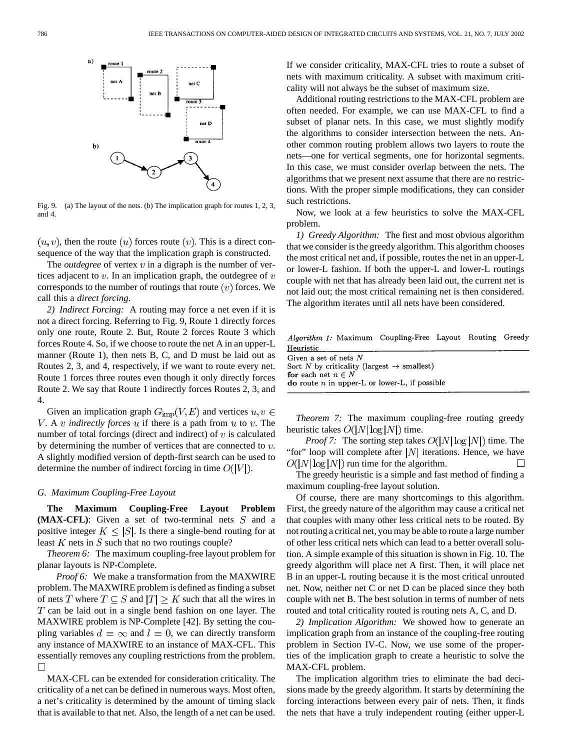Fig. 9. (a) The layout of the nets. (b) The implication graph for routes 1, 2, 3, and 4.

$(u, v)$, then the route $(u)$ forces route $(v)$. This is a direct consequence of the way that the implication graph is constructed.

The *outdegree* of vertex $v$ in a digraph is the number of vertices adjacent to $v$. In an implication graph, the outdegree of $v$ corresponds to the number of routings that route $(v)$ forces. We call this a *direct forcing*.

*2) Indirect Forcing:* A routing may force a net even if it is not a direct forcing. Referring to Fig. 9, Route 1 directly forces only one route, Route 2. But, Route 2 forces Route 3 which forces Route 4. So, if we choose to route the net A in an upper-L manner (Route 1), then nets B, C, and D must be laid out as Routes 2, 3, and 4, respectively, if we want to route every net. Route 1 forces three routes even though it only directly forces Route 2. We say that Route 1 indirectly forces Routes 2, 3, and 4.

Given an implication graph $G_{\text{imp}}(V, E)$ and vertices $u, v \in V$. A $v$ *indirectly forces* $u$ if there is a path from $u$ to $v$. The number of total forcings (direct and indirect) of $v$ is calculated by determining the number of vertices that are connected to $v$. A slightly modified version of depth-first search can be used to determine the number of indirect forcing in time $O(|V|)$.

### G. Maximum Coupling-Free Layout

**The Maximum Coupling-Free Layout Problem (MAX-CFL)**: Given a set of two-terminal nets $S$ and a positive integer $K \leq |S|$. Is there a single-bend routing for at least $K$ nets in $S$ such that no two routings couple?

*Theorem 6:* The maximum coupling-free layout problem for planar layouts is NP-Complete.

*Proof 6:* We make a transformation from the MAXWIRE problem. The MAXWIRE problem is defined as finding a subset of nets $T$ where $T \subseteq S$ and $|T| \geq K$ such that all the wires in $T$ can be laid out in a single bend fashion on one layer. The MAXWIRE problem is NP-Complete [42]. By setting the coupling variables $d = \infty$ and $l = 0$, we can directly transform any instance of MAXWIRE to an instance of MAX-CFL. This essentially removes any coupling restrictions from the problem. □

MAX-CFL can be extended for consideration criticality. The criticality of a net can be defined in numerous ways. Most often, a net's criticality is determined by the amount of timing slack that is available to that net. Also, the length of a net can be used. If we consider criticality, MAX-CFL tries to route a subset of nets with maximum criticality. A subset with maximum criticality will not always be the subset of maximum size.

Additional routing restrictions to the MAX-CFL problem are often needed. For example, we can use MAX-CFL to find a subset of planar nets. In this case, we must slightly modify the algorithms to consider intersection between the nets. Another common routing problem allows two layers to route the nets—one for vertical segments, one for horizontal segments. In this case, we must consider overlap between the nets. The algorithms that we present next assume that there are no restrictions. With the proper simple modifications, they can consider such restrictions.

Now, we look at a few heuristics to solve the MAX-CFL problem.

*1) Greedy Algorithm:* The first and most obvious algorithm that we consider is the greedy algorithm. This algorithm chooses the most critical net and, if possible, routes the net in an upper-L or lower-L fashion. If both the upper-L and lower-L routings couple with net that has already been laid out, the current net is not laid out; the most critical remaining net is then considered. The algorithm iterates until all nets have been considered.

*Algorithm 1:* Maximum Coupling-Free Layout Routing Greedy Heuristic

```
Given a set of nets N
Sort N by criticality (largest → smallest)
for each net n ∈ N
do route n in upper-L or lower-L, if possible
```

*Theorem 7:* The maximum coupling-free routing greedy heuristic takes $O(|N| \log |N|)$ time.

*Proof 7:* The sorting step takes $O(|N| \log |N|)$ time. The "for" loop will complete after $|N|$ iterations. Hence, we have $O(|N| \log |N|)$ run time for the algorithm. □

The greedy heuristic is a simple and fast method of finding a maximum coupling-free layout solution.

Of course, there are many shortcomings to this algorithm. First, the greedy nature of the algorithm may cause a critical net that couples with many other less critical nets to be routed. By not routing a critical net, you may be able to route a large number of other less critical nets which can lead to a better overall solution. A simple example of this situation is shown in Fig. 10. The greedy algorithm will place net A first. Then, it will place net B in an upper-L routing because it is the most critical unrouted net. Now, neither net C or net D can be placed since they both couple with net B. The best solution in terms of number of nets routed and total criticality routed is routing nets A, C, and D.

*2) Implication Algorithm:* We showed how to generate an implication graph from an instance of the coupling-free routing problem in Section IV-C. Now, we use some of the properties of the implication graph to create a heuristic to solve the MAX-CFL problem.

The implication algorithm tries to eliminate the bad decisions made by the greedy algorithm. It starts by determining the forcing interactions between every pair of nets. Then, it finds the nets that have a truly independent routing (either upper-L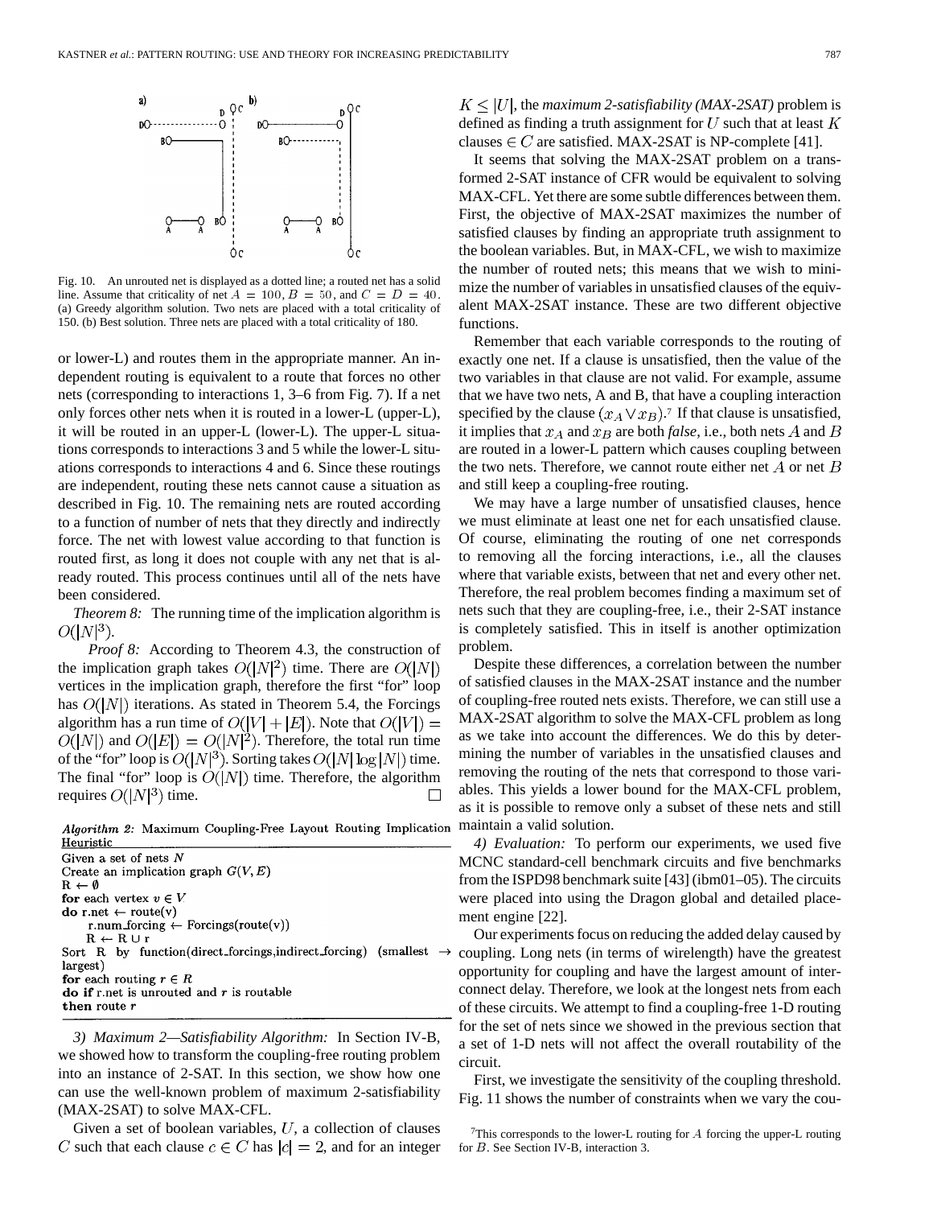Fig. 10. An unrouted net is displayed as a dotted line; a routed net has a solid line. Assume that criticality of net $A = 100, B = 50$, and $C = D = 40$. (a) Greedy algorithm solution. Two nets are placed with a total criticality of 150. (b) Best solution. Three nets are placed with a total criticality of 180.

or lower-L) and routes them in the appropriate manner. An independent routing is equivalent to a route that forces no other nets (corresponding to interactions 1, 3–6 from Fig. 7). If a net only forces other nets when it is routed in a lower-L (upper-L), it will be routed in an upper-L (lower-L). The upper-L situations corresponds to interactions 3 and 5 while the lower-L situations corresponds to interactions 4 and 6. Since these routings are independent, routing these nets cannot cause a situation as described in Fig. 10. The remaining nets are routed according to a function of number of nets that they directly and indirectly force. The net with lowest value according to that function is routed first, as long it does not couple with any net that is already routed. This process continues until all of the nets have been considered.

*Theorem 8:* The running time of the implication algorithm is $O(|N|^3)$.

*Proof 8:* According to Theorem 4.3, the construction of the implication graph takes $O(|N|^2)$ time. There are $O(|N|)$ vertices in the implication graph, therefore the first "for" loop has $O(|N|)$ iterations. As stated in Theorem 5.4, the Forcings algorithm has a run time of $O(|V| + |E|)$. Note that $O(|V|) = O(|N|)$ and $O(|E|) = O(|N|^2)$. Therefore, the total run time of the "for" loop is $O(|N|^3)$. Sorting takes $O(|N| \log |N|)$ time. The final "for" loop is $O(|N|)$ time. Therefore, the algorithm requires $O(|N|^3)$ time. □

```
Algorithm 2: Maximum Coupling-Free Layout Routing Implication Heuristic
Given a set of nets N
Create an implication graph G(V, E)
R ← ∅
for each vertex v ∈ V
do r.net ← route(v)
    r.num_forcing ← Forcings(route(v))
    R ← R ∪ r
Sort R by function(direct_forcings,indirect_forcing) (smallest → largest)
for each routing r ∈ R
do if r.net is unrouted and r is routable
then route r
```

*3) Maximum 2—Satisfiability Algorithm:* In Section IV-B, we showed how to transform the coupling-free routing problem into an instance of 2-SAT. In this section, we show how one can use the well-known problem of maximum 2-satisfiability (MAX-2SAT) to solve MAX-CFL.

Given a set of boolean variables, $U$, a collection of clauses $C$ such that each clause $c \in C$ has $|c| = 2$, and for an integer $K \leq |U|$, the *maximum 2-satisfiability (MAX-2SAT)* problem is defined as finding a truth assignment for $U$ such that at least $K$ clauses $\in C$ are satisfied. MAX-2SAT is NP-complete [41].

It seems that solving the MAX-2SAT problem on a transformed 2-SAT instance of CFR would be equivalent to solving MAX-CFL. Yet there are some subtle differences between them. First, the objective of MAX-2SAT maximizes the number of satisfied clauses by finding an appropriate truth assignment to the boolean variables. But, in MAX-CFL, we wish to maximize the number of routed nets; this means that we wish to minimize the number of variables in unsatisfied clauses of the equivalent MAX-2SAT instance. These are two different objective functions.

Remember that each variable corresponds to the routing of exactly one net. If a clause is unsatisfied, then the value of the two variables in that clause are not valid. For example, assume that we have two nets, A and B, that have a coupling interaction specified by the clause $(x_A \vee x_B)$.[7] If that clause is unsatisfied, it implies that $x_A$ and $x_B$ are both *false*, i.e., both nets $A$ and $B$ are routed in a lower-L pattern which causes coupling between the two nets. Therefore, we cannot route either net $A$ or net $B$ and still keep a coupling-free routing.

We may have a large number of unsatisfied clauses, hence we must eliminate at least one net for each unsatisfied clause. Of course, eliminating the routing of one net corresponds to removing all the forcing interactions, i.e., all the clauses where that variable exists, between that net and every other net. Therefore, the real problem becomes finding a maximum set of nets such that they are coupling-free, i.e., their 2-SAT instance is completely satisfied. This in itself is another optimization problem.

Despite these differences, a correlation between the number of satisfied clauses in the MAX-2SAT instance and the number of coupling-free routed nets exists. Therefore, we can still use a MAX-2SAT algorithm to solve the MAX-CFL problem as long as we take into account the differences. We do this by determining the number of variables in the unsatisfied clauses and removing the routing of the nets that correspond to those variables. This yields a lower bound for the MAX-CFL problem, as it is possible to remove only a subset of these nets and still maintain a valid solution.

*4) Evaluation:* To perform our experiments, we used five MCNC standard-cell benchmark circuits and five benchmarks from the ISPD98 benchmark suite [43] (ibm01–05). The circuits were placed into using the Dragon global and detailed placement engine [22].

Our experiments focus on reducing the added delay caused by coupling. Long nets (in terms of wirelength) have the greatest opportunity for coupling and have the largest amount of interconnect delay. Therefore, we look at the longest nets from each of these circuits. We attempt to find a coupling-free 1-D routing for the set of nets since we showed in the previous section that a set of 1-D nets will not affect the overall routability of the circuit.

First, we investigate the sensitivity of the coupling threshold. Fig. 11 shows the number of constraints when we vary the cou-

[7] This corresponds to the lower-L routing for $A$ forcing the upper-L routing for $B$. See Section IV-B, interaction 3.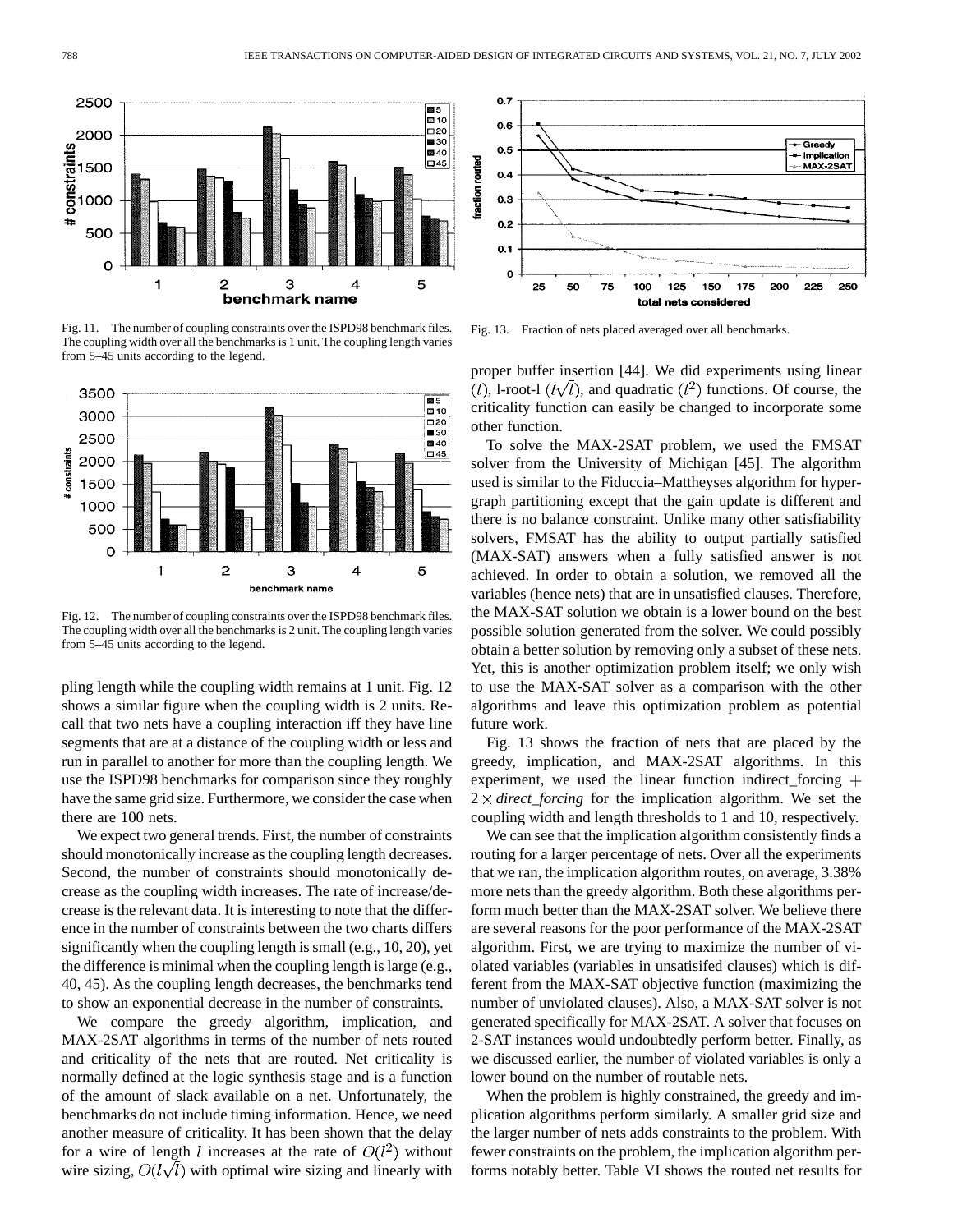Fig. 11. The number of coupling constraints over the ISPD98 benchmark files. The coupling width over all the benchmarks is 1 unit. The coupling length varies from 5–45 units according to the legend.

Fig. 12. The number of coupling constraints over the ISPD98 benchmark files. The coupling width over all the benchmarks is 2 unit. The coupling length varies from 5–45 units according to the legend.

pling length while the coupling width remains at 1 unit. Fig. 12 shows a similar figure when the coupling width is 2 units. Recall that two nets have a coupling interaction iff they have line segments that are at a distance of the coupling width or less and run in parallel to another for more than the coupling length. We use the ISPD98 benchmarks for comparison since they roughly have the same grid size. Furthermore, we consider the case when there are 100 nets.

We expect two general trends. First, the number of constraints should monotonically increase as the coupling length decreases. Second, the number of constraints should monotonically decrease as the coupling width increases. The rate of increase/decrease is the relevant data. It is interesting to note that the difference in the number of constraints between the two charts differs significantly when the coupling length is small (e.g., 10, 20), yet the difference is minimal when the coupling length is large (e.g., 40, 45). As the coupling length decreases, the benchmarks tend to show an exponential decrease in the number of constraints.

We compare the greedy algorithm, implication, and MAX-2SAT algorithms in terms of the number of nets routed and criticality of the nets that are routed. Net criticality is normally defined at the logic synthesis stage and is a function of the amount of slack available on a net. Unfortunately, the benchmarks do not include timing information. Hence, we need another measure of criticality. It has been shown that the delay for a wire of length $l$ increases at the rate of $O(l^2)$ without wire sizing, $O(l\sqrt{l})$ with optimal wire sizing and linearly with proper buffer insertion [44]. We did experiments using linear $(l)$, l-root-l $(l\sqrt{l})$, and quadratic $(l^2)$ functions. Of course, the criticality function can easily be changed to incorporate some other function.

To solve the MAX-2SAT problem, we used the FMSAT solver from the University of Michigan [45]. The algorithm used is similar to the Fiduccia–Mattheyses algorithm for hypergraph partitioning except that the gain update is different and there is no balance constraint. Unlike many other satisfiability solvers, FMSAT has the ability to output partially satisfied (MAX-SAT) answers when a fully satisfied answer is not achieved. In order to obtain a solution, we removed all the variables (hence nets) that are in unsatisfied clauses. Therefore, the MAX-SAT solution we obtain is a lower bound on the best possible solution generated from the solver. We could possibly obtain a better solution by removing only a subset of these nets. Yet, this is another optimization problem itself; we only wish to use the MAX-SAT solver as a comparison with the other algorithms and leave this optimization problem as potential future work.

Fig. 13. Fraction of nets placed averaged over all benchmarks.

Fig. 13 shows the fraction of nets that are placed by the greedy, implication, and MAX-2SAT algorithms. In this experiment, we used the linear function indirect_forcing $+$ $2 \times$ *direct_forcing* for the implication algorithm. We set the coupling width and length thresholds to 1 and 10, respectively.

We can see that the implication algorithm consistently finds a routing for a larger percentage of nets. Over all the experiments that we ran, the implication algorithm routes, on average, 3.38% more nets than the greedy algorithm. Both these algorithms perform much better than the MAX-2SAT solver. We believe there are several reasons for the poor performance of the MAX-2SAT algorithm. First, we are trying to maximize the number of violated variables (variables in unsatisifed clauses) which is different from the MAX-SAT objective function (maximizing the number of unviolated clauses). Also, a MAX-SAT solver is not generated specifically for MAX-2SAT. A solver that focuses on 2-SAT instances would undoubtedly perform better. Finally, as we discussed earlier, the number of violated variables is only a lower bound on the number of routable nets.

When the problem is highly constrained, the greedy and implication algorithms perform similarly. A smaller grid size and the larger number of nets adds constraints to the problem. With fewer constraints on the problem, the implication algorithm performs notably better. Table VI shows the routed net results for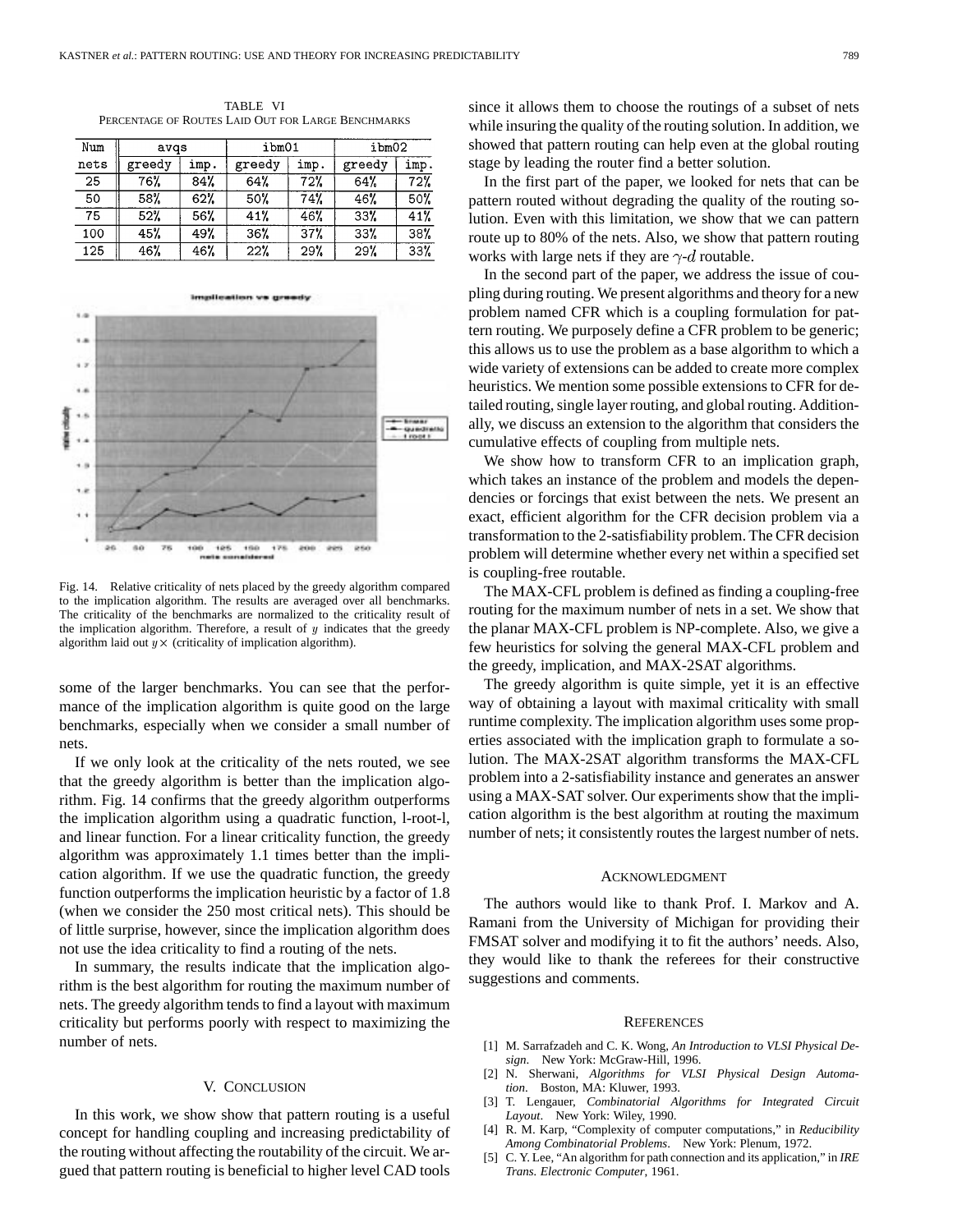TABLE VI
PERCENTAGE OF ROUTES LAID OUT FOR LARGE BENCHMARKS

| Num | avqs | | ibm01 | | ibm02 | |
|---|---|---|---|---|---|---|
| nets | greedy | imp. | greedy | imp. | greedy | imp. |
| 25 | 76% | 84% | 64% | 72% | 64% | 72% |
| 50 | 58% | 62% | 50% | 74% | 46% | 50% |
| 75 | 52% | 56% | 41% | 46% | 33% | 41% |
| 100 | 45% | 49% | 36% | 37% | 33% | 38% |
| 125 | 46% | 46% | 22% | 29% | 29% | 33% |

Fig. 14. Relative criticality of nets placed by the greedy algorithm compared to the implication algorithm. The results are averaged over all benchmarks. The criticality of the benchmarks are normalized to the criticality result of the implication algorithm. Therefore, a result of $y$ indicates that the greedy algorithm laid out $y\times$ (criticality of implication algorithm).

some of the larger benchmarks. You can see that the performance of the implication algorithm is quite good on the large benchmarks, especially when we consider a small number of nets.

If we only look at the criticality of the nets routed, we see that the greedy algorithm is better than the implication algorithm. Fig. 14 confirms that the greedy algorithm outperforms the implication algorithm using a quadratic function, l-root-l, and linear function. For a linear criticality function, the greedy algorithm was approximately 1.1 times better than the implication algorithm. If we use the quadratic function, the greedy function outperforms the implication heuristic by a factor of 1.8 (when we consider the 250 most critical nets). This should be of little surprise, however, since the implication algorithm does not use the idea criticality to find a routing of the nets.

In summary, the results indicate that the implication algorithm is the best algorithm for routing the maximum number of nets. The greedy algorithm tends to find a layout with maximum criticality but performs poorly with respect to maximizing the number of nets.

## V. CONCLUSION

In this work, we show show that pattern routing is a useful concept for handling coupling and increasing predictability of the routing without affecting the routability of the circuit. We argued that pattern routing is beneficial to higher level CAD tools since it allows them to choose the routings of a subset of nets while insuring the quality of the routing solution. In addition, we showed that pattern routing can help even at the global routing stage by leading the router find a better solution.

In the first part of the paper, we looked for nets that can be pattern routed without degrading the quality of the routing solution. Even with this limitation, we show that we can pattern route up to 80% of the nets. Also, we show that pattern routing works with large nets if they are $\gamma$-$d$ routable.

In the second part of the paper, we address the issue of coupling during routing. We present algorithms and theory for a new problem named CFR which is a coupling formulation for pattern routing. We purposely define a CFR problem to be generic; this allows us to use the problem as a base algorithm to which a wide variety of extensions can be added to create more complex heuristics. We mention some possible extensions to CFR for detailed routing, single layer routing, and global routing. Additionally, we discuss an extension to the algorithm that considers the cumulative effects of coupling from multiple nets.

We show how to transform CFR to an implication graph, which takes an instance of the problem and models the dependencies or forcings that exist between the nets. We present an exact, efficient algorithm for the CFR decision problem via a transformation to the 2-satisfiability problem. The CFR decision problem will determine whether every net within a specified set is coupling-free routable.

The MAX-CFL problem is defined as finding a coupling-free routing for the maximum number of nets in a set. We show that the planar MAX-CFL problem is NP-complete. Also, we give a few heuristics for solving the general MAX-CFL problem and the greedy, implication, and MAX-2SAT algorithms.

The greedy algorithm is quite simple, yet it is an effective way of obtaining a layout with maximal criticality with small runtime complexity. The implication algorithm uses some properties associated with the implication graph to formulate a solution. The MAX-2SAT algorithm transforms the MAX-CFL problem into a 2-satisfiability instance and generates an answer using a MAX-SAT solver. Our experiments show that the implication algorithm is the best algorithm at routing the maximum number of nets; it consistently routes the largest number of nets.

## ACKNOWLEDGMENT

The authors would like to thank Prof. I. Markov and A. Ramani from the University of Michigan for providing their FMSAT solver and modifying it to fit the authors' needs. Also, they would like to thank the referees for their constructive suggestions and comments.

## REFERENCES

[1] M. Sarrafzadeh and C. K. Wong, *An Introduction to VLSI Physical Design*. New York: McGraw-Hill, 1996.

[2] N. Sherwani, *Algorithms for VLSI Physical Design Automation*. Boston, MA: Kluwer, 1993.

[3] T. Lengauer, *Combinatorial Algorithms for Integrated Circuit Layout*. New York: Wiley, 1990.

[4] R. M. Karp, "Complexity of computer computations," in *Reducibility Among Combinatorial Problems*. New York: Plenum, 1972.

[5] C. Y. Lee, "An algorithm for path connection and its application," in *IRE Trans. Electronic Computer*, 1961.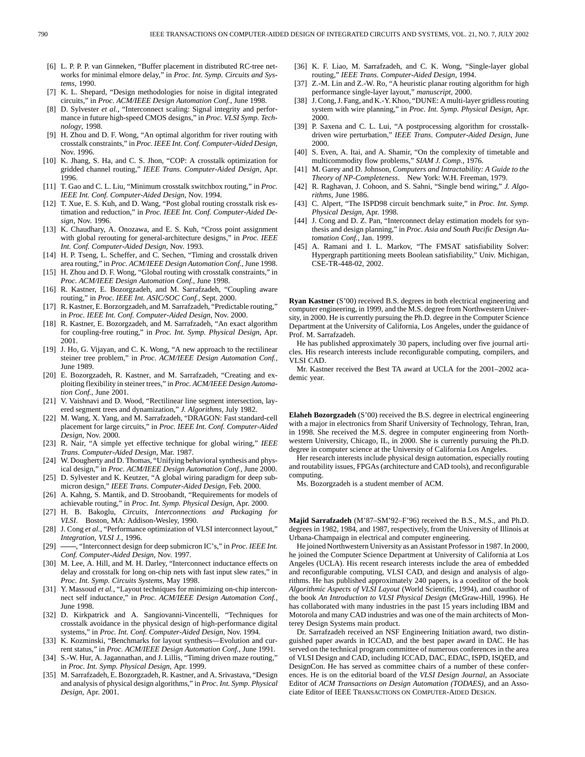[6] L. P. P. P. van Ginneken, "Buffer placement in distributed RC-tree networks for minimal elmore delay," in *Proc. Int. Symp. Circuits and Systems*, 1990.

[7] K. L. Shepard, "Design methodologies for noise in digital integrated circuits," in *Proc. ACM/IEEE Design Automation Conf.*, June 1998.

[8] D. Sylvester *et al.*, "Interconnect scaling: Signal integrity and performance in future high-speed CMOS designs," in *Proc. VLSI Symp. Technology*, 1998.

[9] H. Zhou and D. F. Wong, "An optimal algorithm for river routing with crosstalk constraints," in *Proc. IEEE Int. Conf. Computer-Aided Design*, Nov. 1996.

[10] K. Jhang, S. Ha, and C. S. Jhon, "COP: A crosstalk optimization for gridded channel routing," *IEEE Trans. Computer-Aided Design*, Apr. 1996.

[11] T. Gao and C. L. Liu, "Minimum crosstalk switchbox routing," in *Proc. IEEE Int. Conf. Computer-Aided Design*, Nov. 1994.

[12] T. Xue, E. S. Kuh, and D. Wang, "Post global routing crosstalk risk estimation and reduction," in *Proc. IEEE Int. Conf. Computer-Aided Design*, Nov. 1996.

[13] K. Chaudhary, A. Onozawa, and E. S. Kuh, "Cross point assignment with global rerouting for general-architecture designs," in *Proc. IEEE Int. Conf. Computer-Aided Design*, Nov. 1993.

[14] H. P. Tseng, L. Scheffer, and C. Sechen, "Timing and crosstalk driven area routing," in *Proc. ACM/IEEE Design Automation Conf.*, June 1998.

[15] H. Zhou and D. F. Wong, "Global routing with crosstalk constraints," in *Proc. ACM/IEEE Design Automation Conf.*, June 1998.

[16] R. Kastner, E. Bozorgzadeh, and M. Sarrafzadeh, "Coupling aware routing," in *Proc. IEEE Int. ASIC/SOC Conf.*, Sept. 2000.

[17] R. Kastner, E. Borzorgzadeh, and M. Sarrafzadeh, "Predictable routing," in *Proc. IEEE Int. Conf. Computer-Aided Design*, Nov. 2000.

[18] R. Kastner, E. Bozorgzadeh, and M. Sarrafzadeh, "An exact algorithm for coupling-free routing," in *Proc. Int. Symp. Physical Design*, Apr. 2001.

[19] J. Ho, G. Vijayan, and C. K. Wong, "A new approach to the rectilinear steiner tree problem," in *Proc. ACM/IEEE Design Automation Conf.*, June 1989.

[20] E. Bozorgzadeh, R. Kastner, and M. Sarrafzadeh, "Creating and exploiting flexibility in steiner trees," in *Proc. ACM/IEEE Design Automation Conf.*, June 2001.

[21] V. Vaishnavi and D. Wood, "Rectilinear line segment intersection, layered segment trees and dynamization," *J. Algorithms*, July 1982.

[22] M. Wang, X. Yang, and M. Sarrafzadeh, "DRAGON: Fast standard-cell placement for large circuits," in *Proc. IEEE Int. Conf. Computer-Aided Design*, Nov. 2000.

[23] R. Nair, "A simple yet effective technique for global wiring," *IEEE Trans. Computer-Aided Design*, Mar. 1987.

[24] W. Dougherty and D. Thomas, "Unifying behavioral synthesis and physical design," in *Proc. ACM/IEEE Design Automation Conf.*, June 2000.

[25] D. Sylvester and K. Keutzer, "A global wiring paradigm for deep submicron design," *IEEE Trans. Computer-Aided Design*, Feb. 2000.

[26] A. Kahng, S. Mantik, and D. Stroobandt, "Requirements for models of achievable routing," in *Proc. Int. Symp. Physical Design*, Apr. 2000.

[27] H. B. Bakoglu, *Circuits, Interconnections and Packaging for VLSI*. Boston, MA: Addison-Wesley, 1990.

[28] J. Cong *et al.*, "Performance optimization of VLSI interconnect layout," *Integration, VLSI J.*, 1996.

[29] ——, "Interconnect design for deep submicron IC's," in *Proc. IEEE Int. Conf. Computer-Aided Design*, Nov. 1997.

[30] M. Lee, A. Hill, and M. H. Darley, "Interconnect inductance effects on delay and crosstalk for long on-chip nets with fast input slew rates," in *Proc. Int. Symp. Circuits Systems*, May 1998.

[31] Y. Massoud *et al.*, "Layout techniques for minimizing on-chip interconnect self inductance," in *Proc. ACM/IEEE Design Automation Conf.*, June 1998.

[32] D. Kirkpatrick and A. Sangiovanni-Vincentelli, "Techniques for crosstalk avoidance in the physical design of high-performance digital systems," in *Proc. Int. Conf. Computer-Aided Design*, Nov. 1994.

[33] K. Kozminski, "Benchmarks for layout synthesis—Evolution and current status," in *Proc. ACM/IEEE Design Automation Conf.*, June 1991.

[34] S.-W. Hur, A. Jagannathan, and J. Lillis, "Timing driven maze routing," in *Proc. Int. Symp. Physical Design*, Apr. 1999.

[35] M. Sarrafzadeh, E. Bozorgzadeh, R. Kastner, and A. Srivastava, "Design and analysis of physical design algorithms," in *Proc. Int. Symp. Physical Design*, Apr. 2001.

[36] K. F. Liao, M. Sarrafzadeh, and C. K. Wong, "Single-layer global routing," *IEEE Trans. Computer-Aided Design*, 1994.

[37] Z.-M. Lin and Z.-W. Ro, "A heuristic planar routing algorithm for high performance single-layer layout," *manuscript*, 2000.

[38] J. Cong, J. Fang, and K.-Y. Khoo, "DUNE: A multi-layer gridless routing system with wire planning," in *Proc. Int. Symp. Physical Design*, Apr. 2000.

[39] P. Saxena and C. L. Lui, "A postprocessing algorithm for crosstalk-driven wire perturbation," *IEEE Trans. Computer-Aided Design*, June 2000.

[40] S. Even, A. Itai, and A. Shamir, "On the complexity of timetable and multicommodity flow problems," *SIAM J. Comp.*, 1976.

[41] M. Garey and D. Johnson, *Computers and Intractability: A Guide to the Theory of NP-Completeness*. New York: W.H. Freeman, 1979.

[42] R. Raghavan, J. Cohoon, and S. Sahni, "Single bend wiring," *J. Algorithms*, June 1986.

[43] C. Alpert, "The ISPD98 circuit benchmark suite," in *Proc. Int. Symp. Physical Design*, Apr. 1998.

[44] J. Cong and D. Z. Pan, "Interconnect delay estimation models for synthesis and design planning," in *Proc. Asia and South Pacific Design Automation Conf.*, Jan. 1999.

[45] A. Ramani and I. L. Markov, "The FMSAT satisfiability Solver: Hypergraph partitioning meets Boolean satisfiability," Univ. Michigan, CSE-TR-448-02, 2002.

**Ryan Kastner** (S'00) received B.S. degrees in both electrical engineering and computer engineering, in 1999, and the M.S. degree from Northwestern University, in 2000. He is currently pursuing the Ph.D. degree in the Computer Science Department at the University of California, Los Angeles, under the guidance of Prof. M. Sarrafzadeh.

He has published approximately 30 papers, including over five journal articles. His research interests include reconfigurable computing, compilers, and VLSI CAD.

Mr. Kastner received the Best TA award at UCLA for the 2001–2002 academic year.

**Elaheh Bozorgzadeh** (S'00) received the B.S. degree in electrical engineering with a major in electronics from Sharif University of Technology, Tehran, Iran, in 1998. She received the M.S. degree in computer engineering from Northwestern University, Chicago, IL, in 2000. She is currently pursuing the Ph.D. degree in computer science at the University of California Los Angeles.

Her research interests include physical design automation, especially routing and routability issues, FPGAs (architecture and CAD tools), and reconfigurable computing.

Ms. Bozorgzadeh is a student member of ACM.

**Majid Sarrafzadeh** (M'87–SM'92–F'96) received the B.S., M.S., and Ph.D. degrees in 1982, 1984, and 1987, respectively, from the University of Illinois at Urbana-Champaign in electrical and computer engineering.

He joined Northwestern University as an Assistant Professor in 1987. In 2000, he joined the Computer Science Department at University of California at Los Angeles (UCLA). His recent research interests include the area of embedded and reconfigurable computing, VLSI CAD, and design and analysis of algorithms. He has published approximately 240 papers, is a coeditor of the book *Algorithmic Aspects of VLSI Layout* (World Scientific, 1994), and coauthor of the book *An Introduction to VLSI Physical Design* (McGraw-Hill, 1996). He has collaborated with many industries in the past 15 years including IBM and Motorola and many CAD industries and was one of the main architects of Monterey Design Systems main product.

Dr. Sarrafzadeh received an NSF Engineering Initiation award, two distinguished paper awards in ICCAD, and the best paper award in DAC. He has served on the technical program committee of numerous conferences in the area of VLSI Design and CAD, including ICCAD, DAC, EDAC, ISPD, ISQED, and DesignCon. He has served as committee chairs of a number of these conferences. He is on the editorial board of the *VLSI Design Journal*, an Associate Editor of *ACM Transactions on Design Automation (TODAES)*, and an Associate Editor of IEEE TRANSACTIONS ON COMPUTER-AIDED DESIGN.